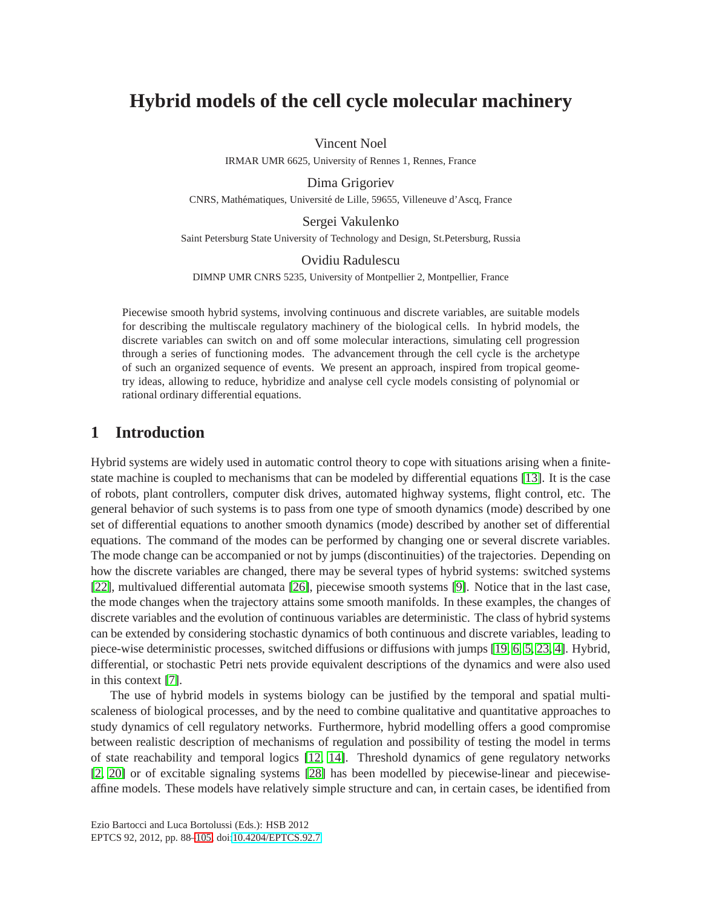# Hybrid models of the cell cycle molecular machinery

Vincent Noel

IRMAR UMR 6625, University of Rennes 1, Rennes, France

Dima Grigoriev

CNRS, Mathématiques, Université de Lille, 59655, Villeneuve d'Ascq, France

Sergei Vakulenko

Saint Petersburg State University of Technology and Design, St.Petersburg, Russia

Ovidiu Radulescu

DIMNP UMR CNRS 5235, University of Montpellier 2, Montpellier, France

Piecewise smooth hybrid systems, involving continuous and discrete variables, are suitable models for describing the multiscale regulatory machinery of the biological cells. In hybrid models, the discrete variables can switch on and off some molecular interactions, simulating cell progression through a series of functioning modes. The advancement through the cell cycle is the archetype of such an organized sequence of events. We present an approach, inspired from tropical geometry ideas, allowing to reduce, hybridize and analyse cell cycle models consisting of polynomial or rational ordinary differential equations.

## 1 Introduction

Hybrid systems are widely used in automatic control theory to cope with situations arising when a finite-state machine is coupled to mechanisms that can be modeled by differential equations [13]. It is the case of robots, plant controllers, computer disk drives, automated highway systems, flight control, etc. The general behavior of such systems is to pass from one type of smooth dynamics (mode) described by one set of differential equations to another smooth dynamics (mode) described by another set of differential equations. The command of the modes can be performed by changing one or several discrete variables. The mode change can be accompanied or not by jumps (discontinuities) of the trajectories. Depending on how the discrete variables are changed, there may be several types of hybrid systems: switched systems [22], multivalued differential automata [26], piecewise smooth systems [9]. Notice that in the last case, the mode changes when the trajectory attains some smooth manifolds. In these examples, the changes of discrete variables and the evolution of continuous variables are deterministic. The class of hybrid systems can be extended by considering stochastic dynamics of both continuous and discrete variables, leading to piece-wise deterministic processes, switched diffusions or diffusions with jumps [19, 6, 5, 23, 4]. Hybrid, differential, or stochastic Petri nets provide equivalent descriptions of the dynamics and were also used in this context [7].

The use of hybrid models in systems biology can be justified by the temporal and spatial multi-scaleness of biological processes, and by the need to combine qualitative and quantitative approaches to study dynamics of cell regulatory networks. Furthermore, hybrid modelling offers a good compromise between realistic description of mechanisms of regulation and possibility of testing the model in terms of state reachability and temporal logics [12, 14]. Threshold dynamics of gene regulatory networks [2, 20] or of excitable signaling systems [28] has been modelled by piecewise-linear and piecewise-affine models. These models have relatively simple structure and can, in certain cases, be identified from

Ezio Bartocci and Luca Bortolussi (Eds.): HSB 2012
EPTCS 92, 2012, pp. 88–105, doi:10.4204/EPTCS.92.7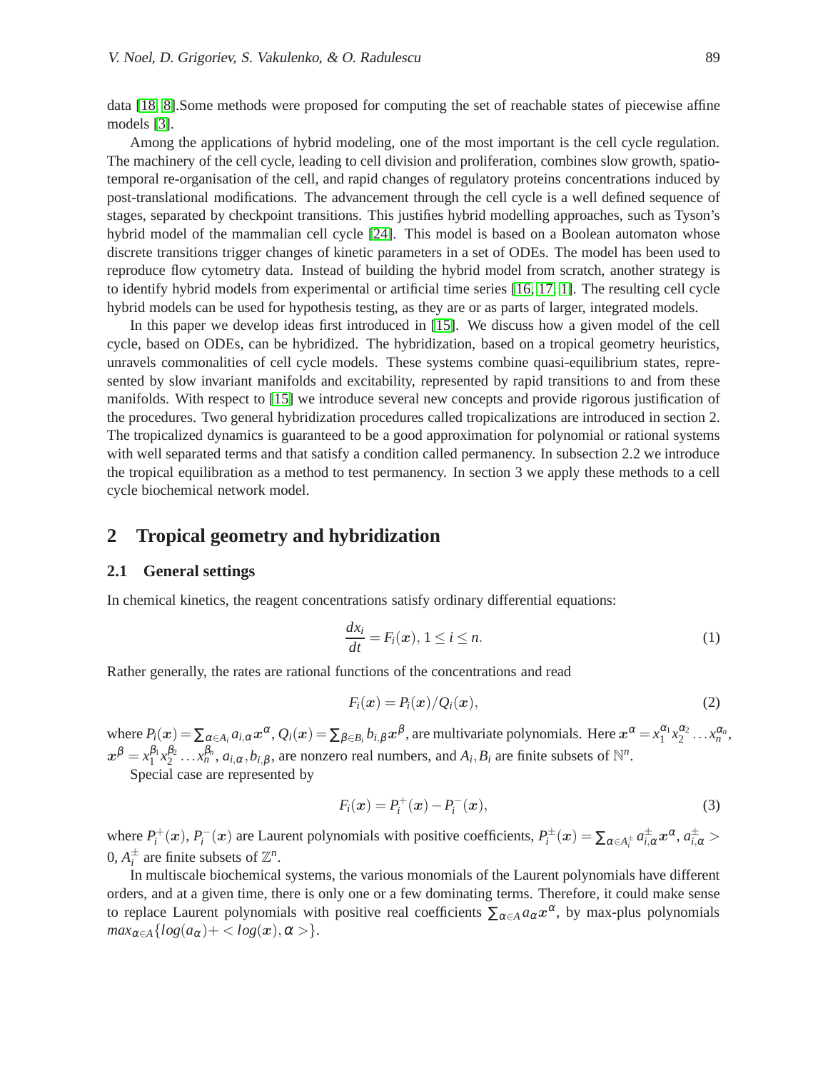data [18, 8].Some methods were proposed for computing the set of reachable states of piecewise affine models [3].

Among the applications of hybrid modeling, one of the most important is the cell cycle regulation. The machinery of the cell cycle, leading to cell division and proliferation, combines slow growth, spatio-temporal re-organisation of the cell, and rapid changes of regulatory proteins concentrations induced by post-translational modifications. The advancement through the cell cycle is a well defined sequence of stages, separated by checkpoint transitions. This justifies hybrid modelling approaches, such as Tyson's hybrid model of the mammalian cell cycle [24]. This model is based on a Boolean automaton whose discrete transitions trigger changes of kinetic parameters in a set of ODEs. The model has been used to reproduce flow cytometry data. Instead of building the hybrid model from scratch, another strategy is to identify hybrid models from experimental or artificial time series [16, 17, 1]. The resulting cell cycle hybrid models can be used for hypothesis testing, as they are or as parts of larger, integrated models.

In this paper we develop ideas first introduced in [15]. We discuss how a given model of the cell cycle, based on ODEs, can be hybridized. The hybridization, based on a tropical geometry heuristics, unravels commonalities of cell cycle models. These systems combine quasi-equilibrium states, represented by slow invariant manifolds and excitability, represented by rapid transitions to and from these manifolds. With respect to [15] we introduce several new concepts and provide rigorous justification of the procedures. Two general hybridization procedures called tropicalizations are introduced in section 2. The tropicalized dynamics is guaranteed to be a good approximation for polynomial or rational systems with well separated terms and that satisfy a condition called permanency. In subsection 2.2 we introduce the tropical equilibration as a method to test permanency. In section 3 we apply these methods to a cell cycle biochemical network model.

## 2 Tropical geometry and hybridization

### 2.1 General settings

In chemical kinetics, the reagent concentrations satisfy ordinary differential equations:

$$\frac{dx_i}{dt} = F_i(\boldsymbol{x}), \; 1 \leq i \leq n. \tag{1}$$

Rather generally, the rates are rational functions of the concentrations and read

$$F_i(\boldsymbol{x}) = P_i(\boldsymbol{x})/Q_i(\boldsymbol{x}), \tag{2}$$

where $P_i(\boldsymbol{x}) = \sum_{\alpha \in A_i} a_{i,\alpha} \boldsymbol{x}^{\alpha}$, $Q_i(\boldsymbol{x}) = \sum_{\beta \in B_i} b_{i,\beta} \boldsymbol{x}^{\beta}$, are multivariate polynomials. Here $\boldsymbol{x}^{\alpha} = x_1^{\alpha_1} x_2^{\alpha_2} \dots x_n^{\alpha_n}$, $\boldsymbol{x}^{\beta} = x_1^{\beta_1} x_2^{\beta_2} \dots x_n^{\beta_n}$, $a_{i,\alpha}, b_{i,\beta}$, are nonzero real numbers, and $A_i, B_i$ are finite subsets of $\mathbb{N}^n$.

Special case are represented by

$$F_i(\boldsymbol{x}) = P_i^+(\boldsymbol{x}) - P_i^-(\boldsymbol{x}), \tag{3}$$

where $P_i^+(\boldsymbol{x})$, $P_i^-(\boldsymbol{x})$ are Laurent polynomials with positive coefficients, $P_i^{\pm}(\boldsymbol{x}) = \sum_{\alpha \in A_i^{\pm}} a_{i,\alpha}^{\pm} \boldsymbol{x}^{\alpha}$, $a_{i,\alpha}^{\pm} > 0$, $A_i^{\pm}$ are finite subsets of $\mathbb{Z}^n$.

In multiscale biochemical systems, the various monomials of the Laurent polynomials have different orders, and at a given time, there is only one or a few dominating terms. Therefore, it could make sense to replace Laurent polynomials with positive real coefficients $\sum_{\alpha \in A} a_{\alpha} \boldsymbol{x}^{\alpha}$, by max-plus polynomials $max_{\alpha \in A}\{log(a_{\alpha}) + < log(\boldsymbol{x}), \alpha >\}$.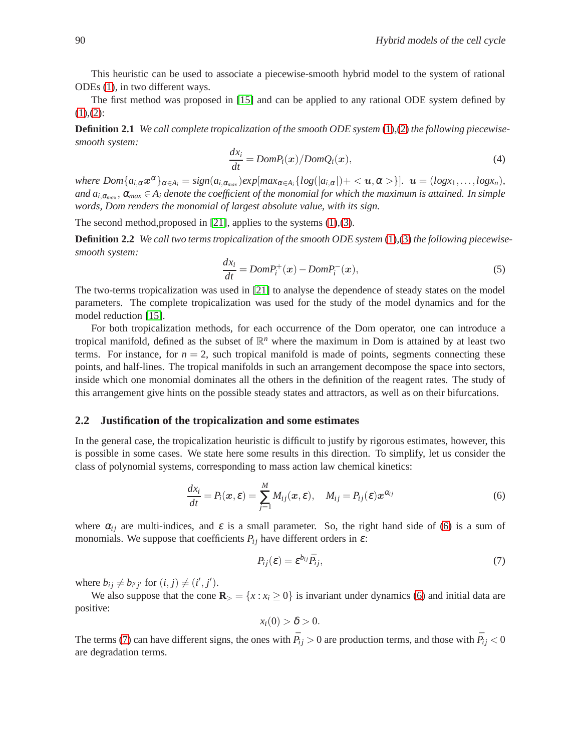This heuristic can be used to associate a piecewise-smooth hybrid model to the system of rational ODEs (1), in two different ways.

The first method was proposed in [15] and can be applied to any rational ODE system defined by (1),(2):

**Definition 2.1** *We call complete tropicalization of the smooth ODE system* (1),(2) *the following piecewise-smooth system:*

$$\frac{dx_i}{dt} = DomP_i(\boldsymbol{x})/DomQ_i(\boldsymbol{x}), \tag{4}$$

*where* $Dom\{a_{i,\alpha}\boldsymbol{x}^{\alpha}\}_{\alpha \in A_i} = sign(a_{i,\alpha_{max}})exp[max_{\alpha \in A_i}\{log(|a_{i,\alpha}|) + <\boldsymbol{u}, \alpha>\}]$. $\boldsymbol{u} = (logx_1, \ldots, logx_n)$, *and* $a_{i,\alpha_{max}}$, $\alpha_{max} \in A_i$ *denote the coefficient of the monomial for which the maximum is attained. In simple words, Dom renders the monomial of largest absolute value, with its sign.*

The second method,proposed in [21], applies to the systems (1),(3).

**Definition 2.2** *We call two terms tropicalization of the smooth ODE system* (1),(3) *the following piecewise-smooth system:*

$$\frac{dx_i}{dt} = DomP_i^{+}(\boldsymbol{x}) - DomP_i^{-}(\boldsymbol{x}), \tag{5}$$

The two-terms tropicalization was used in [21] to analyse the dependence of steady states on the model parameters. The complete tropicalization was used for the study of the model dynamics and for the model reduction [15].

For both tropicalization methods, for each occurrence of the Dom operator, one can introduce a tropical manifold, defined as the subset of $\mathbb{R}^n$ where the maximum in Dom is attained by at least two terms. For instance, for $n = 2$, such tropical manifold is made of points, segments connecting these points, and half-lines. The tropical manifolds in such an arrangement decompose the space into sectors, inside which one monomial dominates all the others in the definition of the reagent rates. The study of this arrangement give hints on the possible steady states and attractors, as well as on their bifurcations.

## 2.2 Justification of the tropicalization and some estimates

In the general case, the tropicalization heuristic is difficult to justify by rigorous estimates, however, this is possible in some cases. We state here some results in this direction. To simplify, let us consider the class of polynomial systems, corresponding to mass action law chemical kinetics:

$$\frac{dx_i}{dt} = P_i(\boldsymbol{x}, \varepsilon) = \sum_{j=1}^{M} M_{ij}(\boldsymbol{x}, \varepsilon), \quad M_{ij} = P_{ij}(\varepsilon)\boldsymbol{x}^{\alpha_{ij}} \tag{6}$$

where $\alpha_{ij}$ are multi-indices, and $\varepsilon$ is a small parameter. So, the right hand side of (6) is a sum of monomials. We suppose that coefficients $P_{ij}$ have different orders in $\varepsilon$:

$$P_{ij}(\varepsilon) = \varepsilon^{b_{ij}}\bar{P}_{ij}, \tag{7}$$

where $b_{ij} \neq b_{i'j'}$ for $(i, j) \neq (i', j')$.

We also suppose that the cone $\mathbf{R}_{>} = \{x : x_i \geq 0\}$ is invariant under dynamics (6) and initial data are positive:

$$x_i(0) > \delta > 0.$$

The terms (7) can have different signs, the ones with $\bar{P}_{ij} > 0$ are production terms, and those with $\bar{P}_{ij} < 0$ are degradation terms.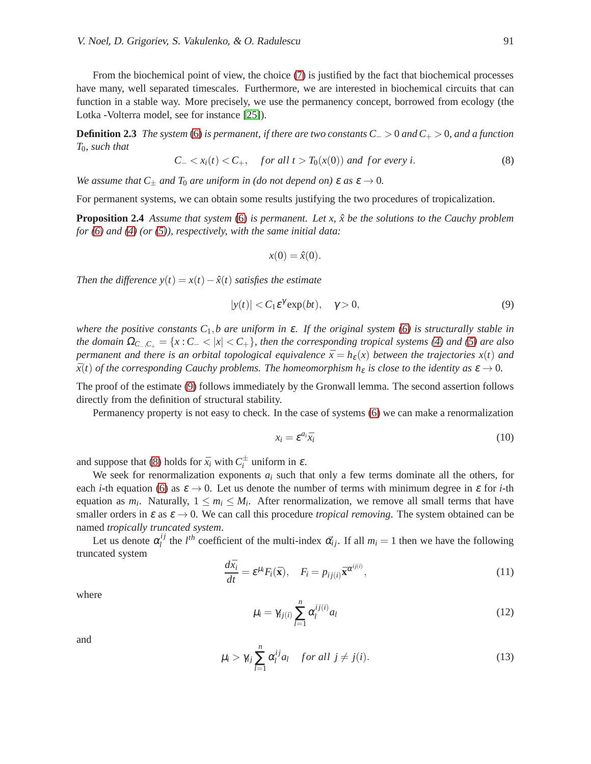From the biochemical point of view, the choice (7) is justified by the fact that biochemical processes have many, well separated timescales. Furthermore, we are interested in biochemical circuits that can function in a stable way. More precisely, we use the permanency concept, borrowed from ecology (the Lotka -Volterra model, see for instance [25]).

**Definition 2.3** *The system (6) is permanent, if there are two constants $C_- > 0$ and $C_+ > 0$, and a function $T_0$, such that*

$$C_- < x_i(t) < C_+, \quad for\ all\ t > T_0(x(0))\ and\ for\ every\ i. \tag{8}$$

*We assume that $C_\pm$ and $T_0$ are uniform in (do not depend on) $\varepsilon$ as $\varepsilon \to 0$.*

For permanent systems, we can obtain some results justifying the two procedures of tropicalization.

**Proposition 2.4** *Assume that system (6) is permanent. Let $x$, $\hat{x}$ be the solutions to the Cauchy problem for (6) and (4) (or (5)), respectively, with the same initial data:*

$$x(0) = \hat{x}(0).$$

*Then the difference $y(t) = x(t) - \hat{x}(t)$ satisfies the estimate*

$$|y(t)| < C_1 \varepsilon^\gamma \exp(bt), \quad \gamma > 0, \tag{9}$$

*where the positive constants $C_1, b$ are uniform in $\varepsilon$. If the original system (6) is structurally stable in the domain $\Omega_{C_-,C_+} = \{x : C_- < |x| < C_+\}$, then the corresponding tropical systems (4) and (5) are also permanent and there is an orbital topological equivalence $\bar{x} = h_\varepsilon(x)$ between the trajectories $x(t)$ and $\bar{x}(t)$ of the corresponding Cauchy problems. The homeomorphism $h_\varepsilon$ is close to the identity as $\varepsilon \to 0$.*

The proof of the estimate (9) follows immediately by the Gronwall lemma. The second assertion follows directly from the definition of structural stability.

Permanency property is not easy to check. In the case of systems (6) we can make a renormalization

$$x_i = \varepsilon^{a_i} \bar{x}_i \tag{10}$$

and suppose that (8) holds for $\bar{x}_i$ with $C_i^\pm$ uniform in $\varepsilon$.

We seek for renormalization exponents $a_i$ such that only a few terms dominate all the others, for each $i$-th equation (6) as $\varepsilon \to 0$. Let us denote the number of terms with minimum degree in $\varepsilon$ for $i$-th equation as $m_i$. Naturally, $1 \leq m_i \leq M_i$. After renormalization, we remove all small terms that have smaller orders in $\varepsilon$ as $\varepsilon \to 0$. We can call this procedure *tropical removing*. The system obtained can be named *tropically truncated system*.

Let us denote $\alpha_l^{ij}$ the $l^{th}$ coefficient of the multi-index $\vec{\alpha}_{ij}$. If all $m_i = 1$ then we have the following truncated system

$$\frac{d\bar{x}_i}{dt} = \varepsilon^{\mu_i} F_i(\bar{\mathbf{x}}), \quad F_i = p_{ij(i)} \bar{\mathbf{x}}^{\alpha^{ij(i)}}, \tag{11}$$

where

$$\mu_i = \gamma_{ij(i)} \sum_{l=1}^{n} \alpha_l^{ij(i)} a_l \tag{12}$$

and

$$\mu_i > \gamma_{ij} \sum_{l=1}^{n} \alpha_l^{ij} a_l \quad for\ all\ j \neq j(i). \tag{13}$$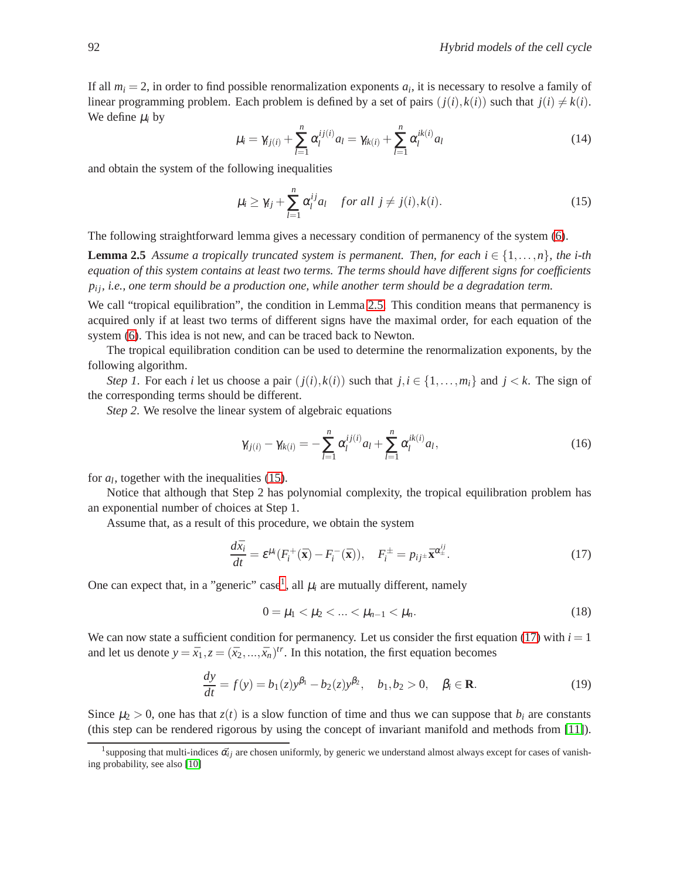If all $m_i = 2$, in order to find possible renormalization exponents $a_i$, it is necessary to resolve a family of linear programming problem. Each problem is defined by a set of pairs $(j(i), k(i))$ such that $j(i) \neq k(i)$. We define $\mu_i$ by

$$\mu_i = \gamma_{ij(i)} + \sum_{l=1}^{n} \alpha_l^{ij(i)} a_l = \gamma_{ik(i)} + \sum_{l=1}^{n} \alpha_l^{ik(i)} a_l \tag{14}$$

and obtain the system of the following inequalities

$$\mu_i \geq \gamma_{ij} + \sum_{l=1}^{n} \alpha_l^{ij} a_l \quad \textit{for all } j \neq j(i), k(i). \tag{15}$$

The following straightforward lemma gives a necessary condition of permanency of the system (6).

**Lemma 2.5** *Assume a tropically truncated system is permanent. Then, for each $i \in \{1, \ldots, n\}$, the i-th equation of this system contains at least two terms. The terms should have different signs for coefficients $p_{ij}$, i.e., one term should be a production one, while another term should be a degradation term.*

We call "tropical equilibration", the condition in Lemma 2.5. This condition means that permanency is acquired only if at least two terms of different signs have the maximal order, for each equation of the system (6). This idea is not new, and can be traced back to Newton.

The tropical equilibration condition can be used to determine the renormalization exponents, by the following algorithm.

*Step 1*. For each $i$ let us choose a pair $(j(i), k(i))$ such that $j, i \in \{1, \ldots, m_i\}$ and $j < k$. The sign of the corresponding terms should be different.

*Step 2*. We resolve the linear system of algebraic equations

$$\gamma_{ij(i)} - \gamma_{ik(i)} = -\sum_{l=1}^{n} \alpha_l^{ij(i)} a_l + \sum_{l=1}^{n} \alpha_l^{ik(i)} a_l, \tag{16}$$

for $a_l$, together with the inequalities (15).

Notice that although that Step 2 has polynomial complexity, the tropical equilibration problem has an exponential number of choices at Step 1.

Assume that, as a result of this procedure, we obtain the system

$$\frac{d\bar{x}_i}{dt} = \varepsilon^{\mu_i}(F_i^+(\bar{\mathbf{x}}) - F_i^-(\bar{\mathbf{x}})), \quad F_i^{\pm} = p_{ij^{\pm}} \bar{\mathbf{x}}^{\alpha_{\pm}^{ij}}. \tag{17}$$

One can expect that, in a "generic" case[1], all $\mu_i$ are mutually different, namely

$$0 = \mu_1 < \mu_2 < \ldots < \mu_{n-1} < \mu_n. \tag{18}$$

We can now state a sufficient condition for permanency. Let us consider the first equation (17) with $i = 1$ and let us denote $y = \bar{x}_1, z = (\bar{x}_2, \ldots, \bar{x}_n)^{tr}$. In this notation, the first equation becomes

$$\frac{dy}{dt} = f(y) = b_1(z) y^{\beta_1} - b_2(z) y^{\beta_2}, \quad b_1, b_2 > 0, \quad \beta_i \in \mathbf{R}. \tag{19}$$

Since $\mu_2 > 0$, one has that $z(t)$ is a slow function of time and thus we can suppose that $b_i$ are constants (this step can be rendered rigorous by using the concept of invariant manifold and methods from [11]).

[1] supposing that multi-indices $\vec{\alpha}_{ij}$ are chosen uniformly, by generic we understand almost always except for cases of vanishing probability, see also [10]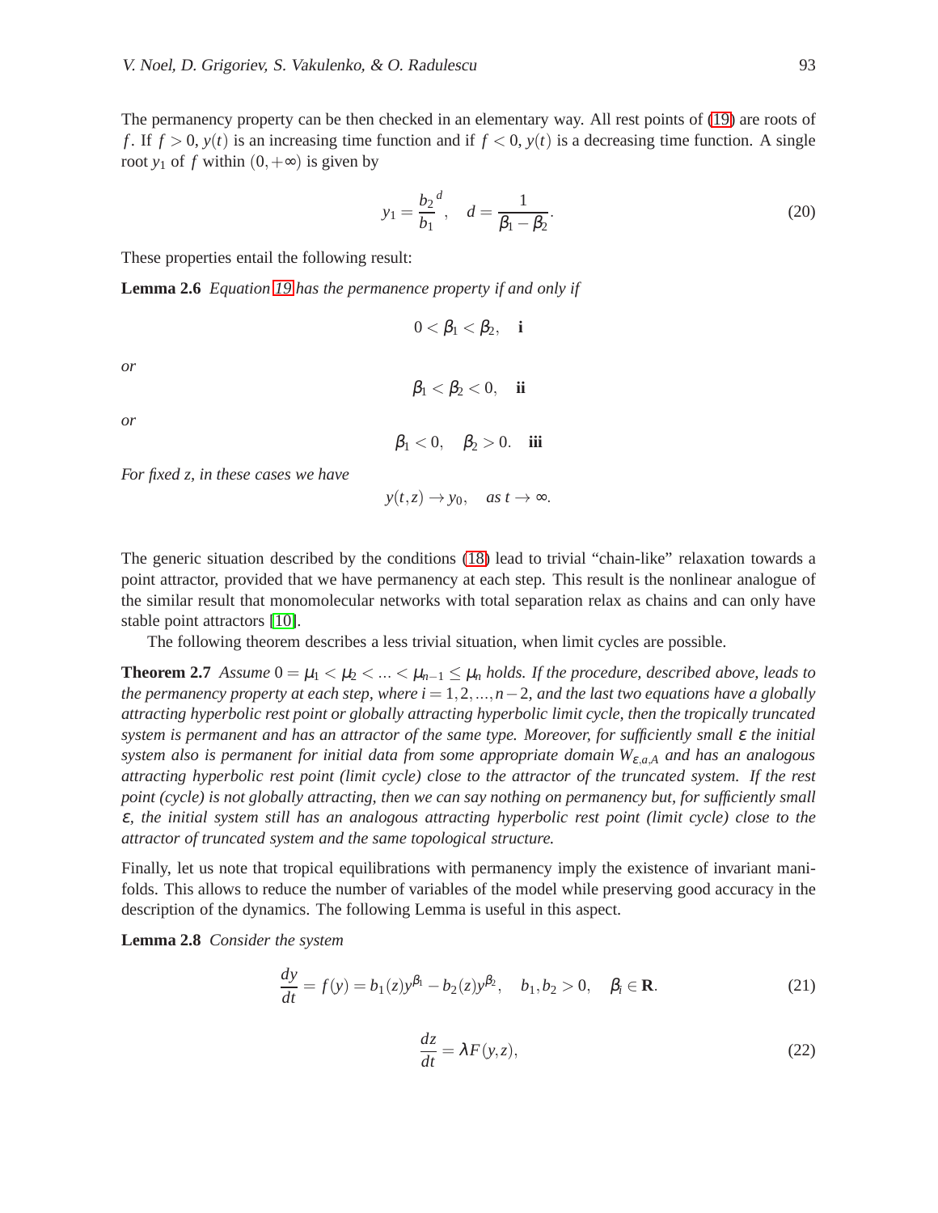The permanency property can be then checked in an elementary way. All rest points of (19) are roots of $f$. If $f > 0$, $y(t)$ is an increasing time function and if $f < 0$, $y(t)$ is a decreasing time function. A single root $y_1$ of $f$ within $(0, +\infty)$ is given by

$$y_1 = \frac{b_2}{b_1}^d, \quad d = \frac{1}{\beta_1 - \beta_2}. \tag{20}$$

These properties entail the following result:

**Lemma 2.6** *Equation 19 has the permanence property if and only if*

$$0 < \beta_1 < \beta_2, \quad \mathbf{i}$$

*or*

$$\beta_1 < \beta_2 < 0, \quad \mathbf{ii}$$

*or*

$$\beta_1 < 0, \quad \beta_2 > 0. \quad \mathbf{iii}$$

*For fixed z, in these cases we have*

$$y(t,z) \to y_0, \quad \textit{as } t \to \infty.$$

The generic situation described by the conditions (18) lead to trivial "chain-like" relaxation towards a point attractor, provided that we have permanency at each step. This result is the nonlinear analogue of the similar result that monomolecular networks with total separation relax as chains and can only have stable point attractors [10].

The following theorem describes a less trivial situation, when limit cycles are possible.

**Theorem 2.7** *Assume $0 = \mu_1 < \mu_2 < \ldots < \mu_{n-1} \leq \mu_n$ holds. If the procedure, described above, leads to the permanency property at each step, where $i = 1, 2, \ldots, n-2$, and the last two equations have a globally attracting hyperbolic rest point or globally attracting hyperbolic limit cycle, then the tropically truncated system is permanent and has an attractor of the same type. Moreover, for sufficiently small $\varepsilon$ the initial system also is permanent for initial data from some appropriate domain $W_{\varepsilon,a,A}$ and has an analogous attracting hyperbolic rest point (limit cycle) close to the attractor of the truncated system. If the rest point (cycle) is not globally attracting, then we can say nothing on permanency but, for sufficiently small $\varepsilon$, the initial system still has an analogous attracting hyperbolic rest point (limit cycle) close to the attractor of truncated system and the same topological structure.*

Finally, let us note that tropical equilibrations with permanency imply the existence of invariant manifolds. This allows to reduce the number of variables of the model while preserving good accuracy in the description of the dynamics. The following Lemma is useful in this aspect.

**Lemma 2.8** *Consider the system*

$$\frac{dy}{dt} = f(y) = b_1(z)y^{\beta_1} - b_2(z)y^{\beta_2}, \quad b_1, b_2 > 0, \quad \beta_i \in \mathbf{R}. \tag{21}$$

$$\frac{dz}{dt} = \lambda F(y,z), \tag{22}$$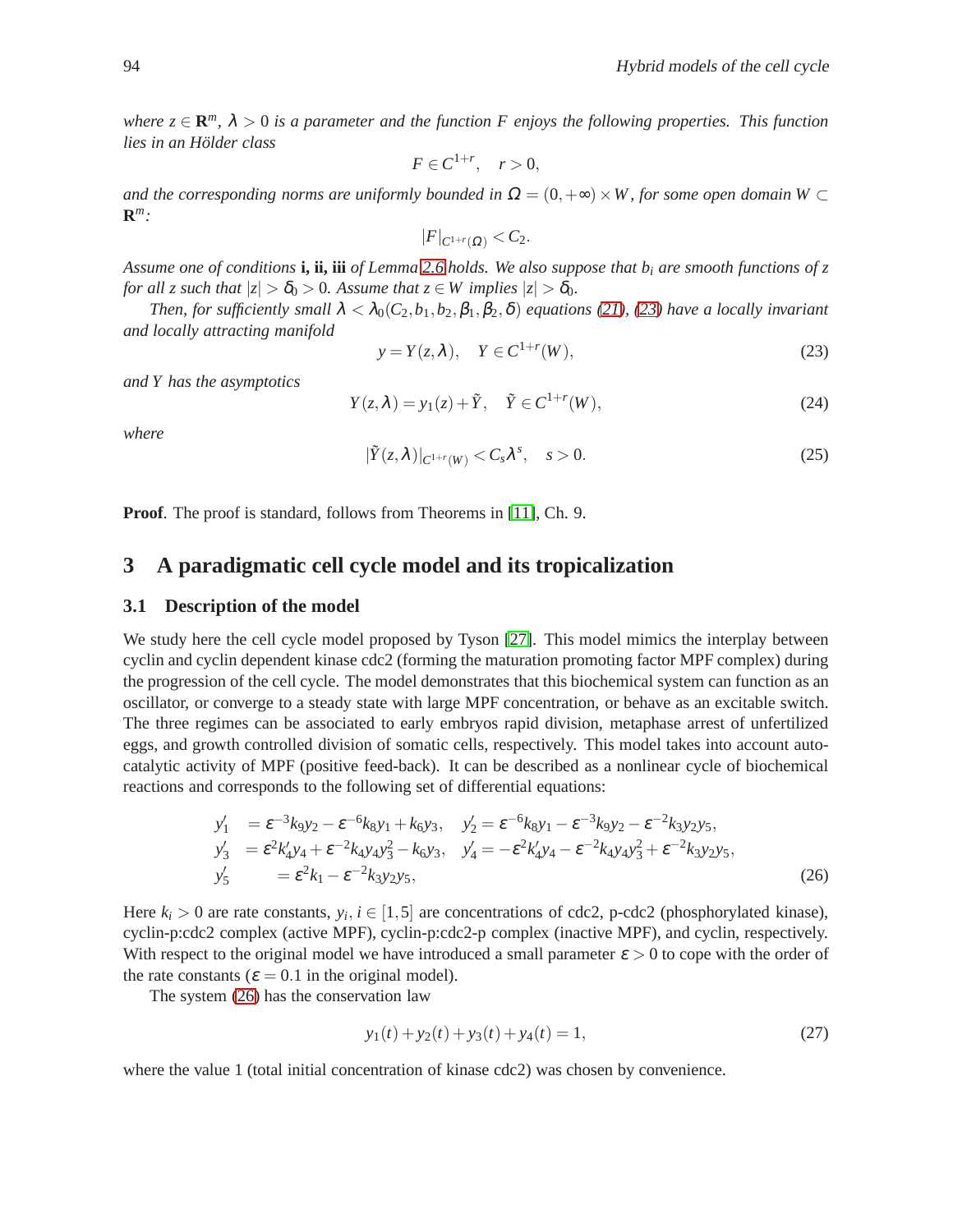*where $z \in \mathbf{R}^m$, $\lambda > 0$ is a parameter and the function $F$ enjoys the following properties. This function lies in an Hölder class*

$$F \in C^{1+r}, \quad r > 0,$$

*and the corresponding norms are uniformly bounded in $\Omega = (0, +\infty) \times W$, for some open domain $W \subset \mathbf{R}^m$:*

$$|F|_{C^{1+r}(\Omega)} < C_2.$$

*Assume one of conditions* **i, ii, iii** *of Lemma 2.6 holds. We also suppose that $b_i$ are smooth functions of $z$ for all $z$ such that $|z| > \delta_0 > 0$. Assume that $z \in W$ implies $|z| > \delta_0$.*

*Then, for sufficiently small $\lambda < \lambda_0(C_2, b_1, b_2, \beta_1, \beta_2, \delta)$ equations (21), (23) have a locally invariant and locally attracting manifold*

$$y = Y(z, \lambda), \quad Y \in C^{1+r}(W), \tag{23}$$

*and $Y$ has the asymptotics*

$$Y(z, \lambda) = y_1(z) + \tilde{Y}, \quad \tilde{Y} \in C^{1+r}(W), \tag{24}$$

*where*

$$|\tilde{Y}(z, \lambda)|_{C^{1+r}(W)} < C_s \lambda^s, \quad s > 0. \tag{25}$$

**Proof**. The proof is standard, follows from Theorems in [11], Ch. 9.

## 3 A paradigmatic cell cycle model and its tropicalization

### 3.1 Description of the model

We study here the cell cycle model proposed by Tyson [27]. This model mimics the interplay between cyclin and cyclin dependent kinase cdc2 (forming the maturation promoting factor MPF complex) during the progression of the cell cycle. The model demonstrates that this biochemical system can function as an oscillator, or converge to a steady state with large MPF concentration, or behave as an excitable switch. The three regimes can be associated to early embryos rapid division, metaphase arrest of unfertilized eggs, and growth controlled division of somatic cells, respectively. This model takes into account autocatalytic activity of MPF (positive feed-back). It can be described as a nonlinear cycle of biochemical reactions and corresponds to the following set of differential equations:

$$\begin{aligned}
y_1' &= \varepsilon^{-3} k_9 y_2 - \varepsilon^{-6} k_8 y_1 + k_6 y_3, \quad y_2' = \varepsilon^{-6} k_8 y_1 - \varepsilon^{-3} k_9 y_2 - \varepsilon^{-2} k_3 y_2 y_5, \\
y_3' &= \varepsilon^{2} k_4' y_4 + \varepsilon^{-2} k_4 y_4 y_3^2 - k_6 y_3, \quad y_4' = -\varepsilon^{2} k_4' y_4 - \varepsilon^{-2} k_4 y_4 y_3^2 + \varepsilon^{-2} k_3 y_2 y_5, \\
y_5' &= \varepsilon^{2} k_1 - \varepsilon^{-2} k_3 y_2 y_5,
\end{aligned} \tag{26}$$

Here $k_i > 0$ are rate constants, $y_i$, $i \in [1,5]$ are concentrations of cdc2, p-cdc2 (phosphorylated kinase), cyclin-p:cdc2 complex (active MPF), cyclin-p:cdc2-p complex (inactive MPF), and cyclin, respectively. With respect to the original model we have introduced a small parameter $\varepsilon > 0$ to cope with the order of the rate constants ($\varepsilon = 0.1$ in the original model).

The system (26) has the conservation law

$$y_1(t) + y_2(t) + y_3(t) + y_4(t) = 1, \tag{27}$$

where the value 1 (total initial concentration of kinase cdc2) was chosen by convenience.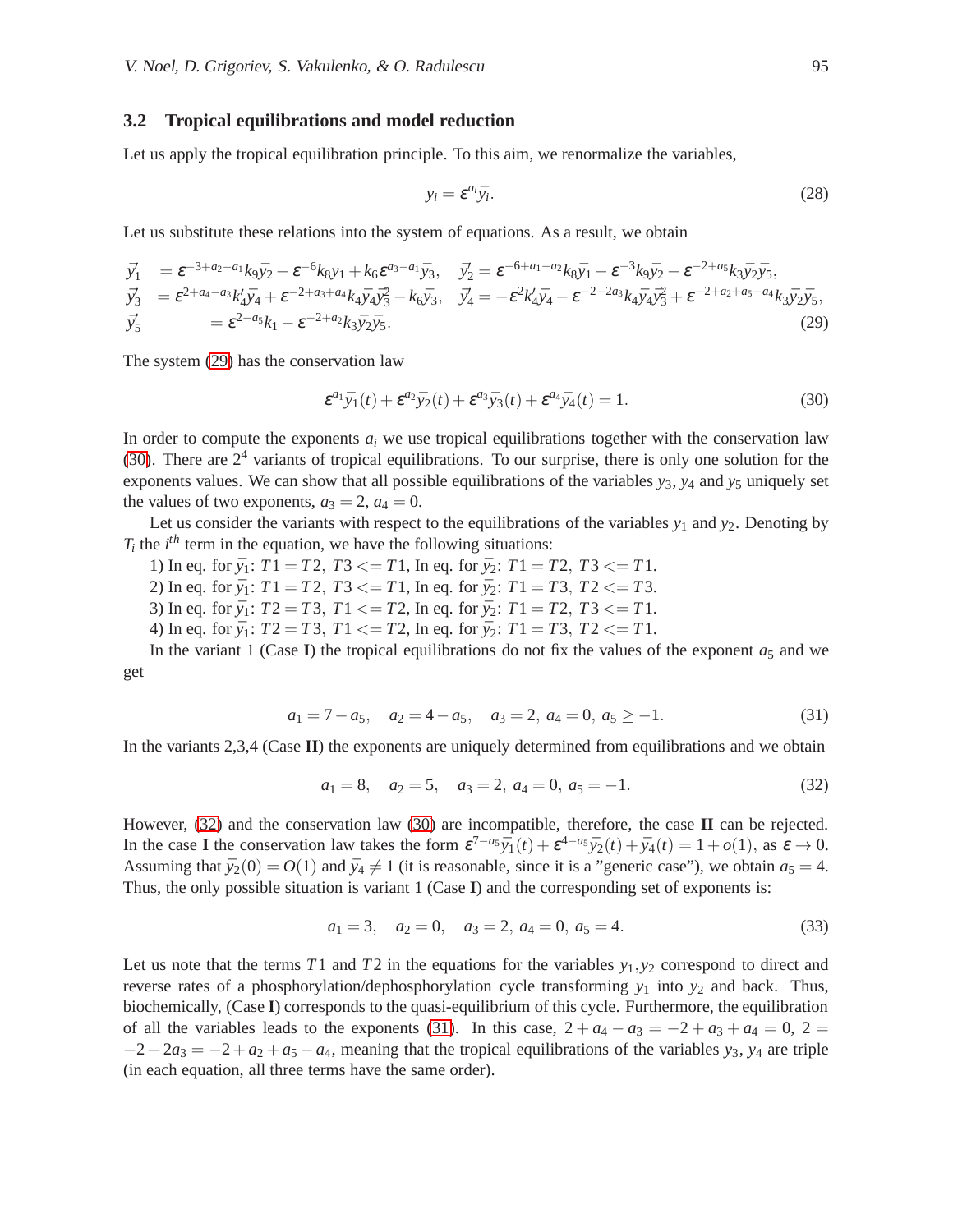### 3.2 Tropical equilibrations and model reduction

Let us apply the tropical equilibration principle. To this aim, we renormalize the variables,

$$y_i = \varepsilon^{a_i} \bar{y_i}. \tag{28}$$

Let us substitute these relations into the system of equations. As a result, we obtain

$$\begin{aligned}
\bar{y}_1' &= \varepsilon^{-3+a_2-a_1} k_9 \bar{y}_2 - \varepsilon^{-6} k_8 y_1 + k_6 \varepsilon^{a_3-a_1} \bar{y}_3, \quad \bar{y}_2' = \varepsilon^{-6+a_1-a_2} k_8 \bar{y}_1 - \varepsilon^{-3} k_9 \bar{y}_2 - \varepsilon^{-2+a_5} k_3 \bar{y}_2 \bar{y}_5, \\
\bar{y}_3' &= \varepsilon^{2+a_4-a_3} k_4' \bar{y}_4 + \varepsilon^{-2+a_3+a_4} k_4 \bar{y}_4 \bar{y}_3^2 - k_6 \bar{y}_3, \quad \bar{y}_4' = -\varepsilon^{2} k_4' \bar{y}_4 - \varepsilon^{-2+2a_3} k_4 \bar{y}_4 \bar{y}_3^2 + \varepsilon^{-2+a_2+a_5-a_4} k_3 \bar{y}_2 \bar{y}_5, \\
\bar{y}_5' &= \varepsilon^{2-a_5} k_1 - \varepsilon^{-2+a_2} k_3 \bar{y}_2 \bar{y}_5.
\end{aligned} \tag{29}$$

The system (29) has the conservation law

$$\varepsilon^{a_1} \bar{y}_1(t) + \varepsilon^{a_2} \bar{y}_2(t) + \varepsilon^{a_3} \bar{y}_3(t) + \varepsilon^{a_4} \bar{y}_4(t) = 1. \tag{30}$$

In order to compute the exponents $a_i$ we use tropical equilibrations together with the conservation law (30). There are $2^4$ variants of tropical equilibrations. To our surprise, there is only one solution for the exponents values. We can show that all possible equilibrations of the variables $y_3$, $y_4$ and $y_5$ uniquely set the values of two exponents, $a_3 = 2$, $a_4 = 0$.

Let us consider the variants with respect to the equilibrations of the variables $y_1$ and $y_2$. Denoting by $T_i$ the $i^{th}$ term in the equation, we have the following situations:

1) In eq. for $\bar{y}_1$: $T1 = T2$, $T3 <= T1$, In eq. for $\bar{y}_2$: $T1 = T2$, $T3 <= T1$.
2) In eq. for $\bar{y}_1$: $T1 = T2$, $T3 <= T1$, In eq. for $\bar{y}_2$: $T1 = T3$, $T2 <= T3$.
3) In eq. for $\bar{y}_1$: $T2 = T3$, $T1 <= T2$, In eq. for $\bar{y}_2$: $T1 = T2$, $T3 <= T1$.
4) In eq. for $\bar{y}_1$: $T2 = T3$, $T1 <= T2$, In eq. for $\bar{y}_2$: $T1 = T3$, $T2 <= T1$.

In the variant 1 (Case **I**) the tropical equilibrations do not fix the values of the exponent $a_5$ and we get

$$a_1 = 7 - a_5, \quad a_2 = 4 - a_5, \quad a_3 = 2,\ a_4 = 0,\ a_5 \geq -1. \tag{31}$$

In the variants 2,3,4 (Case **II**) the exponents are uniquely determined from equilibrations and we obtain

$$a_1 = 8, \quad a_2 = 5, \quad a_3 = 2,\ a_4 = 0,\ a_5 = -1. \tag{32}$$

However, (32) and the conservation law (30) are incompatible, therefore, the case **II** can be rejected. In the case **I** the conservation law takes the form $\varepsilon^{7-a_5}\bar{y}_1(t) + \varepsilon^{4-a_5}\bar{y}_2(t) + \bar{y}_4(t) = 1 + o(1)$, as $\varepsilon \to 0$. Assuming that $\bar{y}_2(0) = O(1)$ and $\bar{y}_4 \neq 1$ (it is reasonable, since it is a "generic case"), we obtain $a_5 = 4$. Thus, the only possible situation is variant 1 (Case **I**) and the corresponding set of exponents is:

$$a_1 = 3, \quad a_2 = 0, \quad a_3 = 2,\ a_4 = 0,\ a_5 = 4. \tag{33}$$

Let us note that the terms $T1$ and $T2$ in the equations for the variables $y_1, y_2$ correspond to direct and reverse rates of a phosphorylation/dephosphorylation cycle transforming $y_1$ into $y_2$ and back. Thus, biochemically, (Case **I**) corresponds to the quasi-equilibrium of this cycle. Furthermore, the equilibration of all the variables leads to the exponents (31). In this case, $2 + a_4 - a_3 = -2 + a_3 + a_4 = 0$, $2 = -2 + 2a_3 = -2 + a_2 + a_5 - a_4$, meaning that the tropical equilibrations of the variables $y_3$, $y_4$ are triple (in each equation, all three terms have the same order).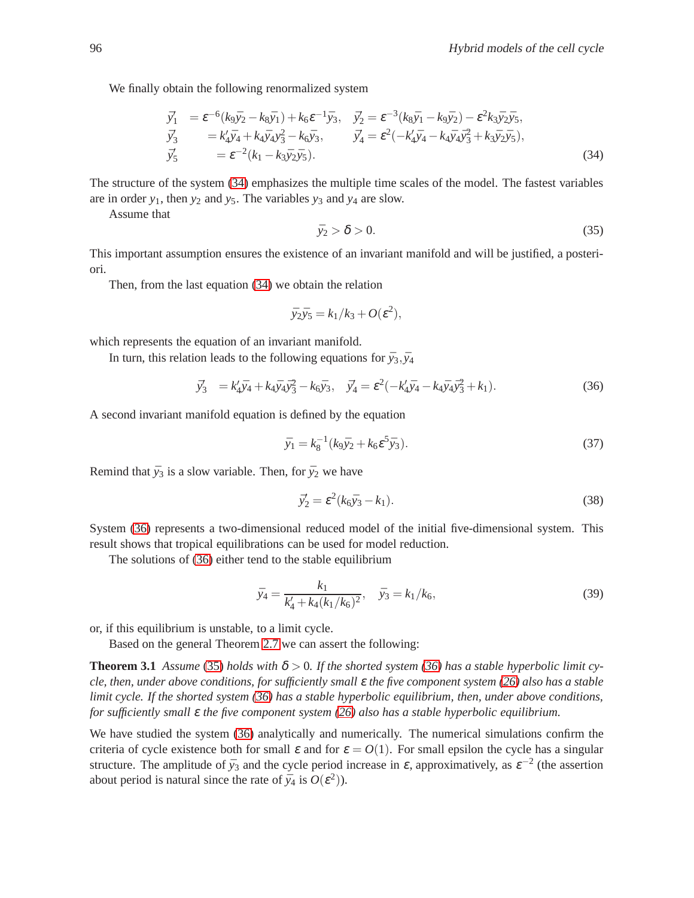We finally obtain the following renormalized system

$$
\begin{aligned}
\bar{y}_1' &= \varepsilon^{-6}(k_9\bar{y}_2 - k_8\bar{y}_1) + k_6\varepsilon^{-1}\bar{y}_3, \quad \bar{y}_2' = \varepsilon^{-3}(k_8\bar{y}_1 - k_9\bar{y}_2) - \varepsilon^2 k_3\bar{y}_2\bar{y}_5, \\
\bar{y}_3' &= k_4'\bar{y}_4 + k_4\bar{y}_4 y_3^2 - k_6\bar{y}_3, \qquad \bar{y}_4' = \varepsilon^2(-k_4'\bar{y}_4 - k_4\bar{y}_4\bar{y}_3^2 + k_3\bar{y}_2\bar{y}_5), \\
\bar{y}_5' &= \varepsilon^{-2}(k_1 - k_3\bar{y}_2\bar{y}_5).
\end{aligned}
\tag{34}
$$

The structure of the system (34) emphasizes the multiple time scales of the model. The fastest variables are in order $y_1$, then $y_2$ and $y_5$. The variables $y_3$ and $y_4$ are slow.

Assume that

$$
\bar{y}_2 > \delta > 0. \tag{35}
$$

This important assumption ensures the existence of an invariant manifold and will be justified, a posteriori.

Then, from the last equation (34) we obtain the relation

$$
\bar{y}_2\bar{y}_5 = k_1/k_3 + O(\varepsilon^2),
$$

which represents the equation of an invariant manifold.

In turn, this relation leads to the following equations for $\bar{y}_3, \bar{y}_4$

$$
\bar{y}_3' = k_4'\bar{y}_4 + k_4\bar{y}_4\bar{y}_3^2 - k_6\bar{y}_3, \quad \bar{y}_4' = \varepsilon^2(-k_4'\bar{y}_4 - k_4\bar{y}_4\bar{y}_3^2 + k_1). \tag{36}
$$

A second invariant manifold equation is defined by the equation

$$
\bar{y}_1 = k_8^{-1}(k_9\bar{y}_2 + k_6\varepsilon^5\bar{y}_3). \tag{37}
$$

Remind that $\bar{y}_3$ is a slow variable. Then, for $\bar{y}_2$ we have

$$
\bar{y}_2' = \varepsilon^2(k_6\bar{y}_3 - k_1). \tag{38}
$$

System (36) represents a two-dimensional reduced model of the initial five-dimensional system. This result shows that tropical equilibrations can be used for model reduction.

The solutions of (36) either tend to the stable equilibrium

$$
\bar{y}_4 = \frac{k_1}{k_4' + k_4(k_1/k_6)^2}, \quad \bar{y}_3 = k_1/k_6, \tag{39}
$$

or, if this equilibrium is unstable, to a limit cycle.

Based on the general Theorem 2.7 we can assert the following:

**Theorem 3.1** *Assume* (35) *holds with $\delta > 0$. If the shorted system (36) has a stable hyperbolic limit cycle, then, under above conditions, for sufficiently small $\varepsilon$ the five component system (26) also has a stable limit cycle. If the shorted system (36) has a stable hyperbolic equilibrium, then, under above conditions, for sufficiently small $\varepsilon$ the five component system (26) also has a stable hyperbolic equilibrium.*

We have studied the system (36) analytically and numerically. The numerical simulations confirm the criteria of cycle existence both for small $\varepsilon$ and for $\varepsilon = O(1)$. For small epsilon the cycle has a singular structure. The amplitude of $\bar{y}_3$ and the cycle period increase in $\varepsilon$, approximatively, as $\varepsilon^{-2}$ (the assertion about period is natural since the rate of $\bar{y}_4$ is $O(\varepsilon^2)$).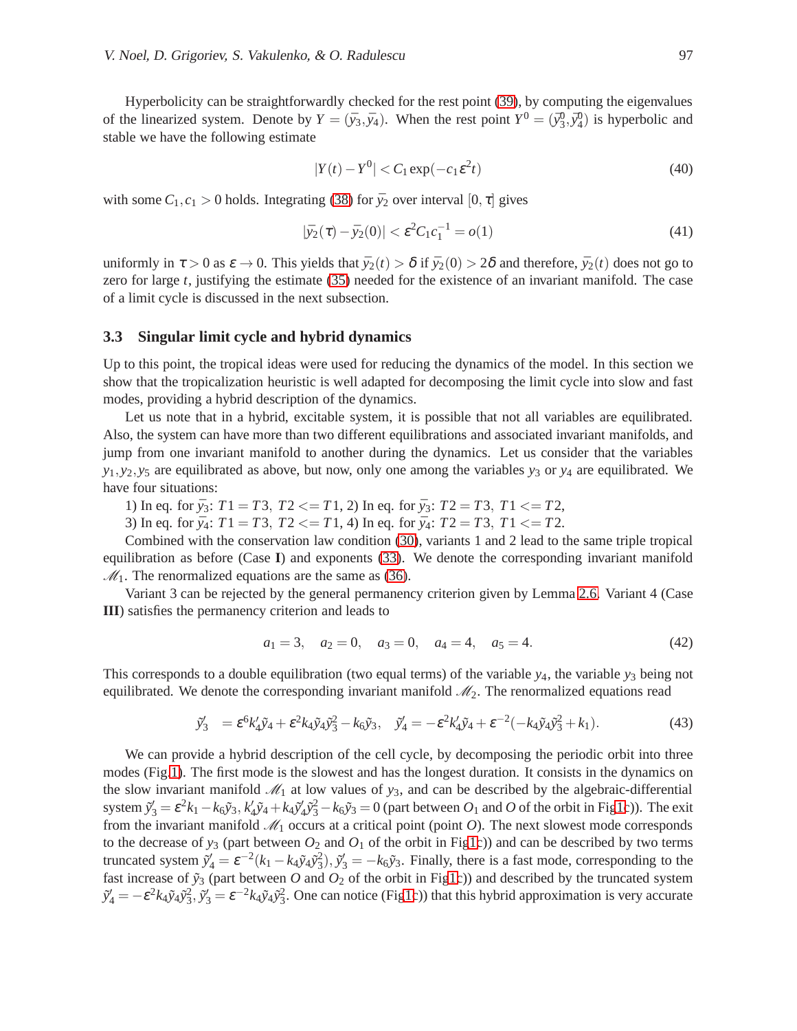Hyperbolicity can be straightforwardly checked for the rest point (39), by computing the eigenvalues of the linearized system. Denote by $Y = (\bar{y}_3, \bar{y}_4)$. When the rest point $Y^0 = (\bar{y}_3^0, \bar{y}_4^0)$ is hyperbolic and stable we have the following estimate

$$|Y(t) - Y^0| < C_1 \exp(-c_1 \varepsilon^2 t) \tag{40}$$

with some $C_1, c_1 > 0$ holds. Integrating (38) for $\bar{y}_2$ over interval $[0, \tau]$ gives

$$|\bar{y}_2(\tau) - \bar{y}_2(0)| < \varepsilon^2 C_1 c_1^{-1} = o(1) \tag{41}$$

uniformly in $\tau > 0$ as $\varepsilon \to 0$. This yields that $\bar{y}_2(t) > \delta$ if $\bar{y}_2(0) > 2\delta$ and therefore, $\bar{y}_2(t)$ does not go to zero for large $t$, justifying the estimate (35) needed for the existence of an invariant manifold. The case of a limit cycle is discussed in the next subsection.

### 3.3 Singular limit cycle and hybrid dynamics

Up to this point, the tropical ideas were used for reducing the dynamics of the model. In this section we show that the tropicalization heuristic is well adapted for decomposing the limit cycle into slow and fast modes, providing a hybrid description of the dynamics.

Let us note that in a hybrid, excitable system, it is possible that not all variables are equilibrated. Also, the system can have more than two different equilibrations and associated invariant manifolds, and jump from one invariant manifold to another during the dynamics. Let us consider that the variables $y_1, y_2, y_5$ are equilibrated as above, but now, only one among the variables $y_3$ or $y_4$ are equilibrated. We have four situations:

1) In eq. for $\bar{y}_3$: $T1 = T3,\ T2 <= T1$, 2) In eq. for $\bar{y}_3$: $T2 = T3,\ T1 <= T2$,
3) In eq. for $\bar{y}_4$: $T1 = T3,\ T2 <= T1$, 4) In eq. for $\bar{y}_4$: $T2 = T3,\ T1 <= T2$.

Combined with the conservation law condition (30), variants 1 and 2 lead to the same triple tropical equilibration as before (Case **I**) and exponents (33). We denote the corresponding invariant manifold $\mathscr{M}_1$. The renormalized equations are the same as (36).

Variant 3 can be rejected by the general permanency criterion given by Lemma 2.6. Variant 4 (Case **III**) satisfies the permanency criterion and leads to

$$a_1 = 3, \quad a_2 = 0, \quad a_3 = 0, \quad a_4 = 4, \quad a_5 = 4. \tag{42}$$

This corresponds to a double equilibration (two equal terms) of the variable $y_4$, the variable $y_3$ being not equilibrated. We denote the corresponding invariant manifold $\mathscr{M}_2$. The renormalized equations read

$$\tilde{y}_3' = \varepsilon^6 k_4' \tilde{y}_4 + \varepsilon^2 k_4 \tilde{y}_4 \tilde{y}_3^2 - k_6 \tilde{y}_3, \quad \tilde{y}_4' = -\varepsilon^2 k_4' \tilde{y}_4 + \varepsilon^{-2}(-k_4 \tilde{y}_4 \tilde{y}_3^2 + k_1). \tag{43}$$

We can provide a hybrid description of the cell cycle, by decomposing the periodic orbit into three modes (Fig.1). The first mode is the slowest and has the longest duration. It consists in the dynamics on the slow invariant manifold $\mathscr{M}_1$ at low values of $y_3$, and can be described by the algebraic-differential system $\tilde{y}_3' = \varepsilon^2 k_1 - k_6 \tilde{y}_3$, $k_4' \tilde{y}_4 + k_4 \tilde{y}_4' \tilde{y}_3^2 - k_6 \tilde{y}_3 = 0$ (part between $O_1$ and $O$ of the orbit in Fig1c)). The exit from the invariant manifold $\mathscr{M}_1$ occurs at a critical point (point $O$). The next slowest mode corresponds to the decrease of $y_3$ (part between $O_2$ and $O_1$ of the orbit in Fig1c)) and can be described by two terms truncated system $\tilde{y}_4' = \varepsilon^{-2}(k_1 - k_4 \tilde{y}_4 \tilde{y}_3^2)$, $\tilde{y}_3' = -k_6 \tilde{y}_3$. Finally, there is a fast mode, corresponding to the fast increase of $\tilde{y}_3$ (part between $O$ and $O_2$ of the orbit in Fig1c)) and described by the truncated system $\tilde{y}_4' = -\varepsilon^2 k_4 \tilde{y}_4 \tilde{y}_3^2$, $\tilde{y}_3' = \varepsilon^{-2} k_4 \tilde{y}_4 \tilde{y}_3^2$. One can notice (Fig1c)) that this hybrid approximation is very accurate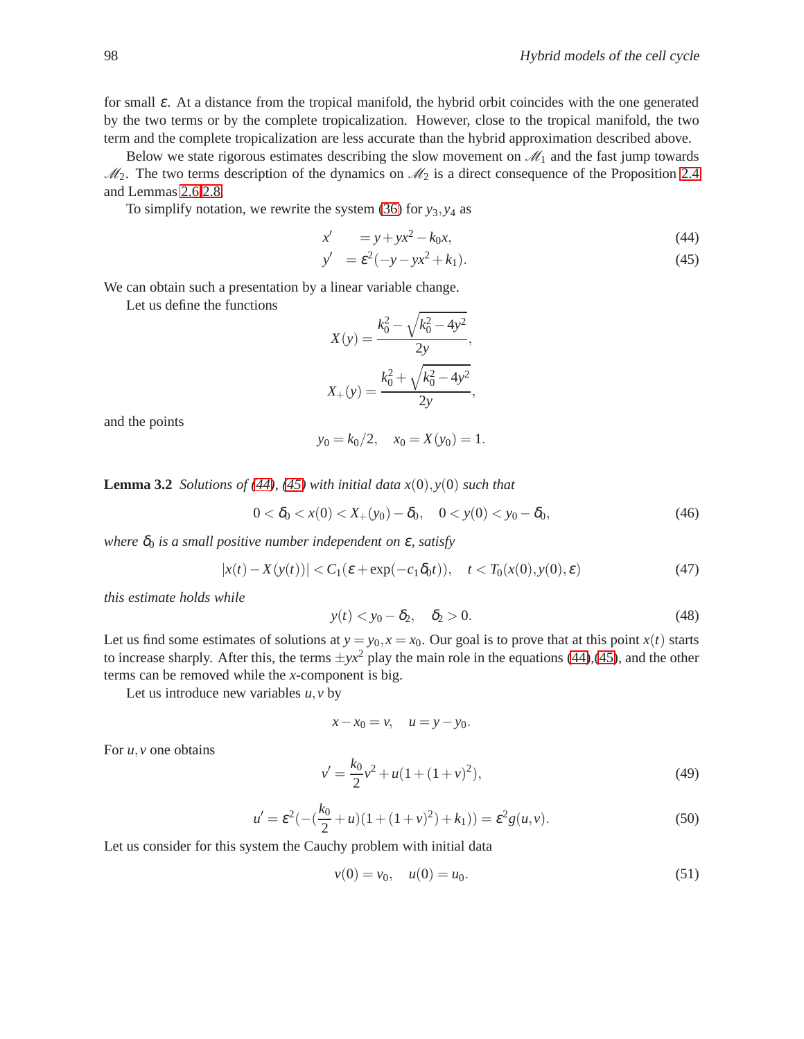for small $\varepsilon$. At a distance from the tropical manifold, the hybrid orbit coincides with the one generated by the two terms or by the complete tropicalization. However, close to the tropical manifold, the two term and the complete tropicalization are less accurate than the hybrid approximation described above.

Below we state rigorous estimates describing the slow movement on $\mathscr{M}_1$ and the fast jump towards $\mathscr{M}_2$. The two terms description of the dynamics on $\mathscr{M}_2$ is a direct consequence of the Proposition 2.4 and Lemmas 2.6,2.8.

To simplify notation, we rewrite the system (36) for $y_3, y_4$ as

$$x' \quad = y + yx^2 - k_0 x, \tag{44}$$

$$y' \quad = \varepsilon^2(-y - yx^2 + k_1). \tag{45}$$

We can obtain such a presentation by a linear variable change.

Let us define the functions

$$X(y) = \frac{k_0^2 - \sqrt{k_0^2 - 4y^2}}{2y},$$

$$X_+(y) = \frac{k_0^2 + \sqrt{k_0^2 - 4y^2}}{2y},$$

and the points

$$y_0 = k_0/2, \quad x_0 = X(y_0) = 1.$$

**Lemma 3.2** *Solutions of (44), (45) with initial data $x(0), y(0)$ such that*

$$0 < \delta_0 < x(0) < X_+(y_0) - \delta_0, \quad 0 < y(0) < y_0 - \delta_0, \tag{46}$$

*where $\delta_0$ is a small positive number independent on $\varepsilon$, satisfy*

$$|x(t) - X(y(t))| < C_1(\varepsilon + \exp(-c_1\delta_0 t)), \quad t < T_0(x(0), y(0), \varepsilon) \tag{47}$$

*this estimate holds while*

$$y(t) < y_0 - \delta_2, \quad \delta_2 > 0. \tag{48}$$

Let us find some estimates of solutions at $y = y_0, x = x_0$. Our goal is to prove that at this point $x(t)$ starts to increase sharply. After this, the terms $\pm yx^2$ play the main role in the equations (44),(45), and the other terms can be removed while the $x$-component is big.

Let us introduce new variables $u, v$ by

$$x - x_0 = v, \quad u = y - y_0.$$

For $u, v$ one obtains

$$v' = \frac{k_0}{2}v^2 + u(1 + (1+v)^2), \tag{49}$$

$$u' = \varepsilon^2(-(\frac{k_0}{2} + u)(1 + (1+v)^2) + k_1)) = \varepsilon^2 g(u, v). \tag{50}$$

Let us consider for this system the Cauchy problem with initial data

$$v(0) = v_0, \quad u(0) = u_0. \tag{51}$$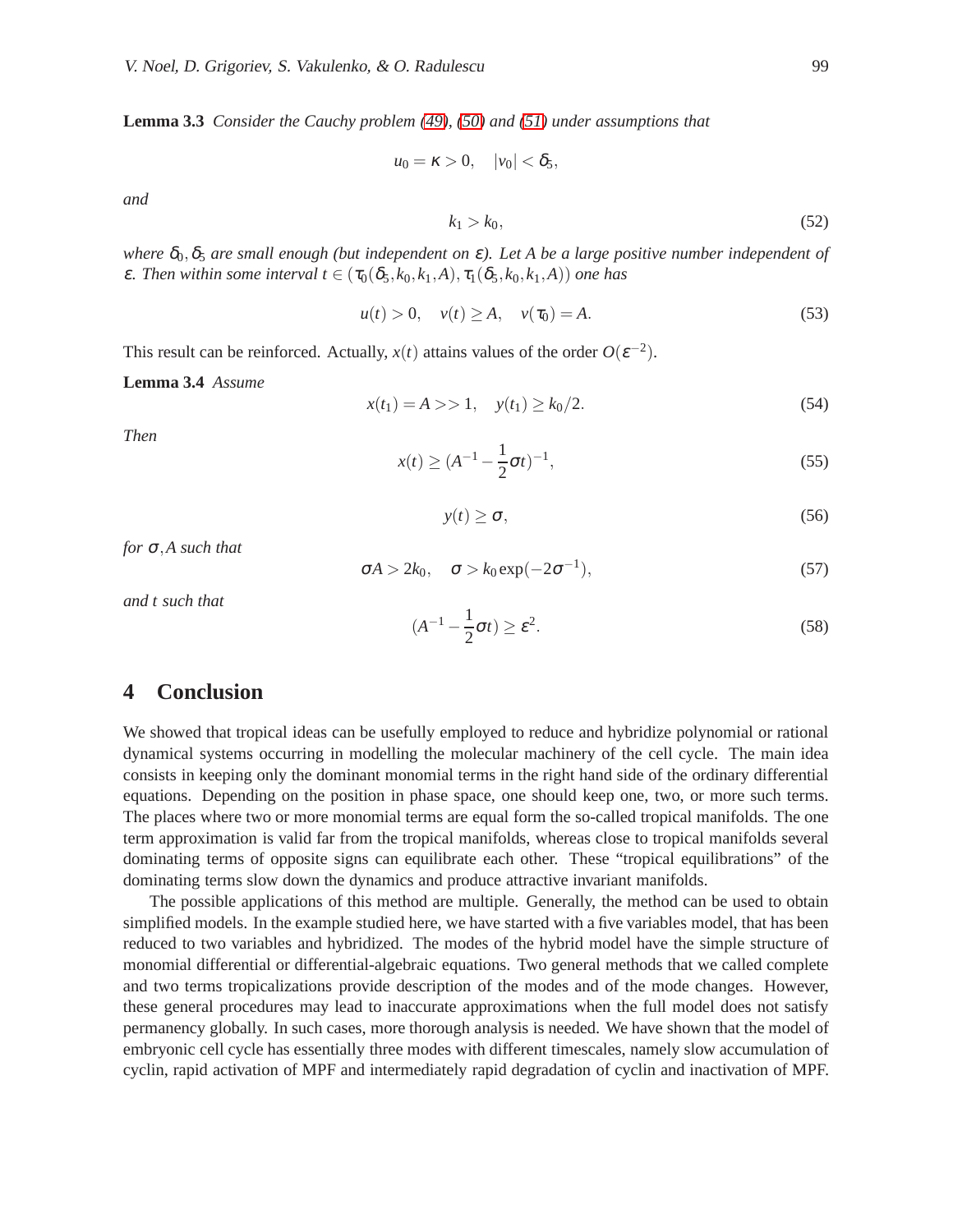**Lemma 3.3** *Consider the Cauchy problem (49), (50) and (51) under assumptions that*

$$u_0 = \kappa > 0, \quad |v_0| < \delta_5,$$

*and*

$$k_1 > k_0, \tag{52}$$

*where $\delta_0, \delta_5$ are small enough (but independent on $\varepsilon$). Let $A$ be a large positive number independent of $\varepsilon$. Then within some interval $t \in (\tau_0(\delta_5, k_0, k_1, A), \tau_1(\delta_5, k_0, k_1, A))$ one has*

$$u(t) > 0, \quad v(t) \geq A, \quad v(\tau_0) = A. \tag{53}$$

This result can be reinforced. Actually, $x(t)$ attains values of the order $O(\varepsilon^{-2})$.

**Lemma 3.4** *Assume*

$$x(t_1) = A >> 1, \quad y(t_1) \geq k_0/2. \tag{54}$$

*Then*

$$x(t) \geq (A^{-1} - \frac{1}{2}\sigma t)^{-1}, \tag{55}$$

$$y(t) \geq \sigma, \tag{56}$$

*for $\sigma, A$ such that*

$$\sigma A > 2k_0, \quad \sigma > k_0 \exp(-2\sigma^{-1}), \tag{57}$$

*and $t$ such that*

$$(A^{-1} - \frac{1}{2}\sigma t) \geq \varepsilon^2. \tag{58}$$

# 4 Conclusion

We showed that tropical ideas can be usefully employed to reduce and hybridize polynomial or rational dynamical systems occurring in modelling the molecular machinery of the cell cycle. The main idea consists in keeping only the dominant monomial terms in the right hand side of the ordinary differential equations. Depending on the position in phase space, one should keep one, two, or more such terms. The places where two or more monomial terms are equal form the so-called tropical manifolds. The one term approximation is valid far from the tropical manifolds, whereas close to tropical manifolds several dominating terms of opposite signs can equilibrate each other. These "tropical equilibrations" of the dominating terms slow down the dynamics and produce attractive invariant manifolds.

The possible applications of this method are multiple. Generally, the method can be used to obtain simplified models. In the example studied here, we have started with a five variables model, that has been reduced to two variables and hybridized. The modes of the hybrid model have the simple structure of monomial differential or differential-algebraic equations. Two general methods that we called complete and two terms tropicalizations provide description of the modes and of the mode changes. However, these general procedures may lead to inaccurate approximations when the full model does not satisfy permanency globally. In such cases, more thorough analysis is needed. We have shown that the model of embryonic cell cycle has essentially three modes with different timescales, namely slow accumulation of cyclin, rapid activation of MPF and intermediately rapid degradation of cyclin and inactivation of MPF.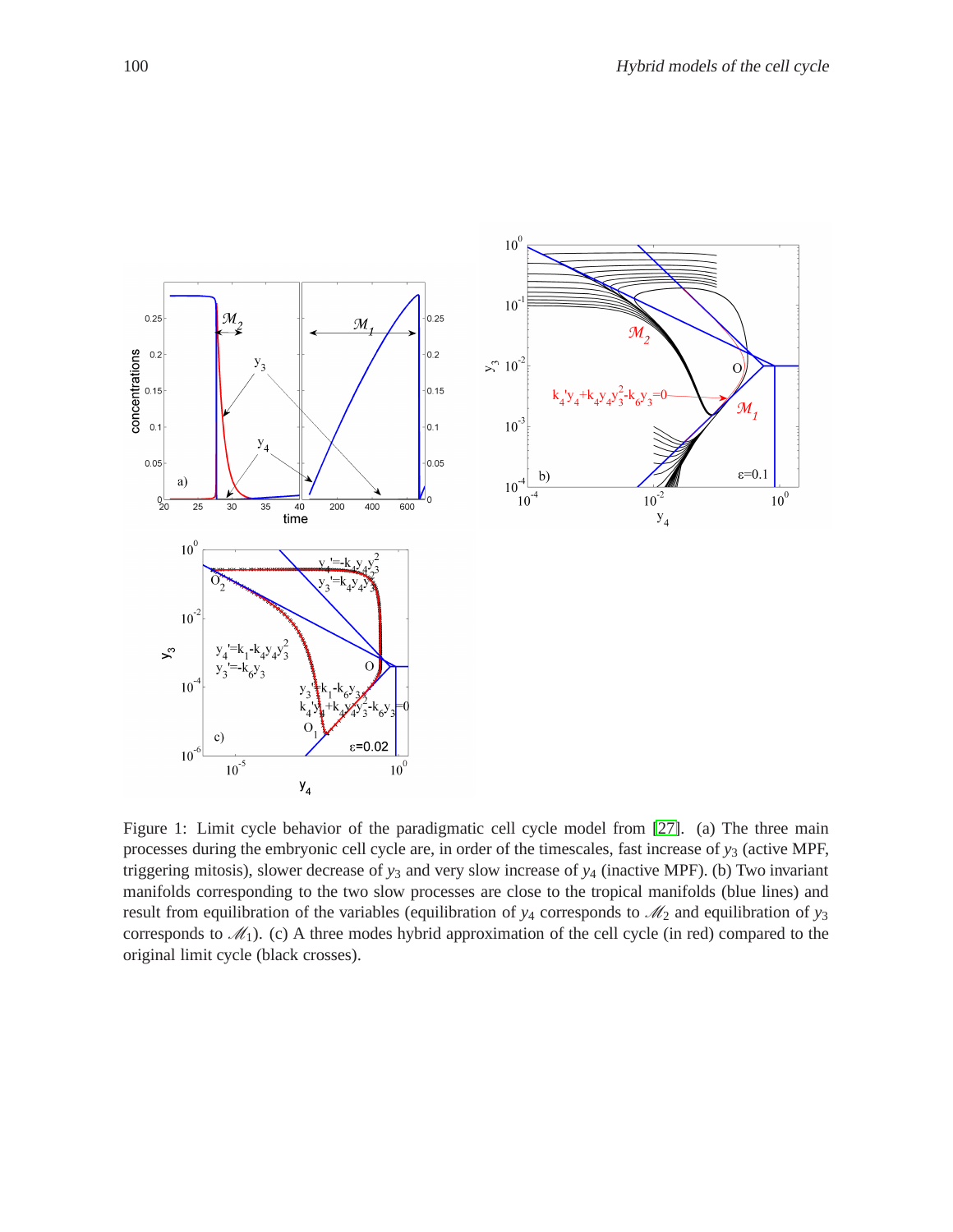Figure 1: Limit cycle behavior of the paradigmatic cell cycle model from [27]. (a) The three main processes during the embryonic cell cycle are, in order of the timescales, fast increase of $y_3$ (active MPF, triggering mitosis), slower decrease of $y_3$ and very slow increase of $y_4$ (inactive MPF). (b) Two invariant manifolds corresponding to the two slow processes are close to the tropical manifolds (blue lines) and result from equilibration of the variables (equilibration of $y_4$ corresponds to $\mathscr{M}_2$ and equilibration of $y_3$ corresponds to $\mathscr{M}_1$). (c) A three modes hybrid approximation of the cell cycle (in red) compared to the original limit cycle (black crosses).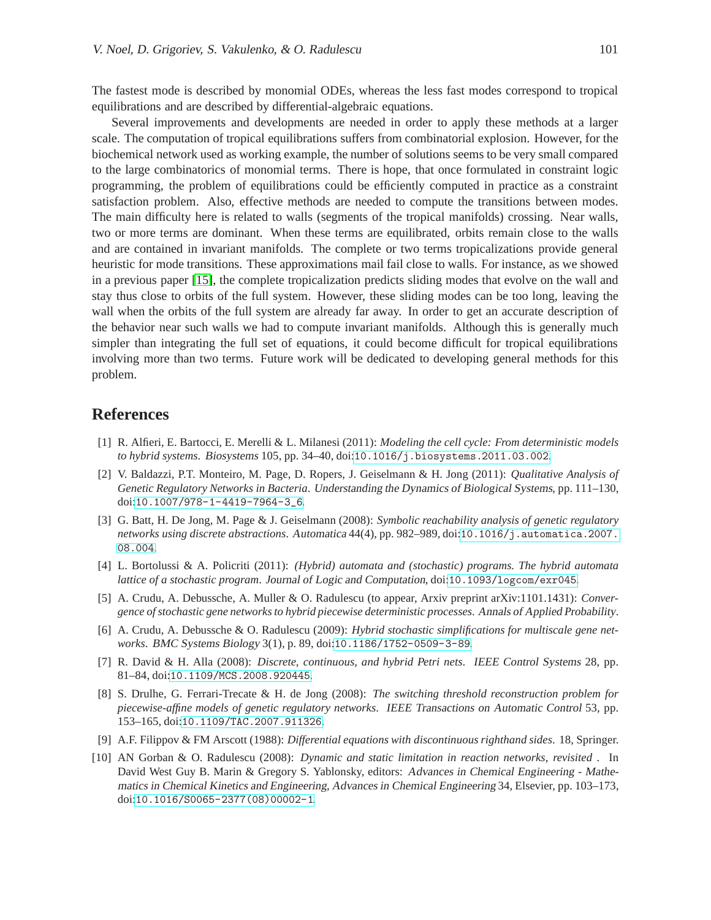The fastest mode is described by monomial ODEs, whereas the less fast modes correspond to tropical equilibrations and are described by differential-algebraic equations.

Several improvements and developments are needed in order to apply these methods at a larger scale. The computation of tropical equilibrations suffers from combinatorial explosion. However, for the biochemical network used as working example, the number of solutions seems to be very small compared to the large combinatorics of monomial terms. There is hope, that once formulated in constraint logic programming, the problem of equilibrations could be efficiently computed in practice as a constraint satisfaction problem. Also, effective methods are needed to compute the transitions between modes. The main difficulty here is related to walls (segments of the tropical manifolds) crossing. Near walls, two or more terms are dominant. When these terms are equilibrated, orbits remain close to the walls and are contained in invariant manifolds. The complete or two terms tropicalizations provide general heuristic for mode transitions. These approximations mail fail close to walls. For instance, as we showed in a previous paper [15], the complete tropicalization predicts sliding modes that evolve on the wall and stay thus close to orbits of the full system. However, these sliding modes can be too long, leaving the wall when the orbits of the full system are already far away. In order to get an accurate description of the behavior near such walls we had to compute invariant manifolds. Although this is generally much simpler than integrating the full set of equations, it could become difficult for tropical equilibrations involving more than two terms. Future work will be dedicated to developing general methods for this problem.

## References

[1] R. Alfieri, E. Bartocci, E. Merelli & L. Milanesi (2011): *Modeling the cell cycle: From deterministic models to hybrid systems*. *Biosystems* 105, pp. 34–40, doi:10.1016/j.biosystems.2011.03.002.

[2] V. Baldazzi, P.T. Monteiro, M. Page, D. Ropers, J. Geiselmann & H. Jong (2011): *Qualitative Analysis of Genetic Regulatory Networks in Bacteria*. *Understanding the Dynamics of Biological Systems*, pp. 111–130, doi:10.1007/978-1-4419-7964-3_6.

[3] G. Batt, H. De Jong, M. Page & J. Geiselmann (2008): *Symbolic reachability analysis of genetic regulatory networks using discrete abstractions*. *Automatica* 44(4), pp. 982–989, doi:10.1016/j.automatica.2007.08.004.

[4] L. Bortolussi & A. Policriti (2011): *(Hybrid) automata and (stochastic) programs. The hybrid automata lattice of a stochastic program*. *Journal of Logic and Computation*, doi:10.1093/logcom/exr045.

[5] A. Crudu, A. Debussche, A. Muller & O. Radulescu (to appear, Arxiv preprint arXiv:1101.1431): *Convergence of stochastic gene networks to hybrid piecewise deterministic processes*. *Annals of Applied Probability*.

[6] A. Crudu, A. Debussche & O. Radulescu (2009): *Hybrid stochastic simplifications for multiscale gene networks*. *BMC Systems Biology* 3(1), p. 89, doi:10.1186/1752-0509-3-89.

[7] R. David & H. Alla (2008): *Discrete, continuous, and hybrid Petri nets*. *IEEE Control Systems* 28, pp. 81–84, doi:10.1109/MCS.2008.920445.

[8] S. Drulhe, G. Ferrari-Trecate & H. de Jong (2008): *The switching threshold reconstruction problem for piecewise-affine models of genetic regulatory networks*. *IEEE Transactions on Automatic Control* 53, pp. 153–165, doi:10.1109/TAC.2007.911326.

[9] A.F. Filippov & FM Arscott (1988): *Differential equations with discontinuous righthand sides*. 18, Springer.

[10] AN Gorban & O. Radulescu (2008): *Dynamic and static limitation in reaction networks, revisited* . In David West Guy B. Marin & Gregory S. Yablonsky, editors: *Advances in Chemical Engineering - Mathematics in Chemical Kinetics and Engineering*, *Advances in Chemical Engineering* 34, Elsevier, pp. 103–173, doi:10.1016/S0065-2377(08)00002-1.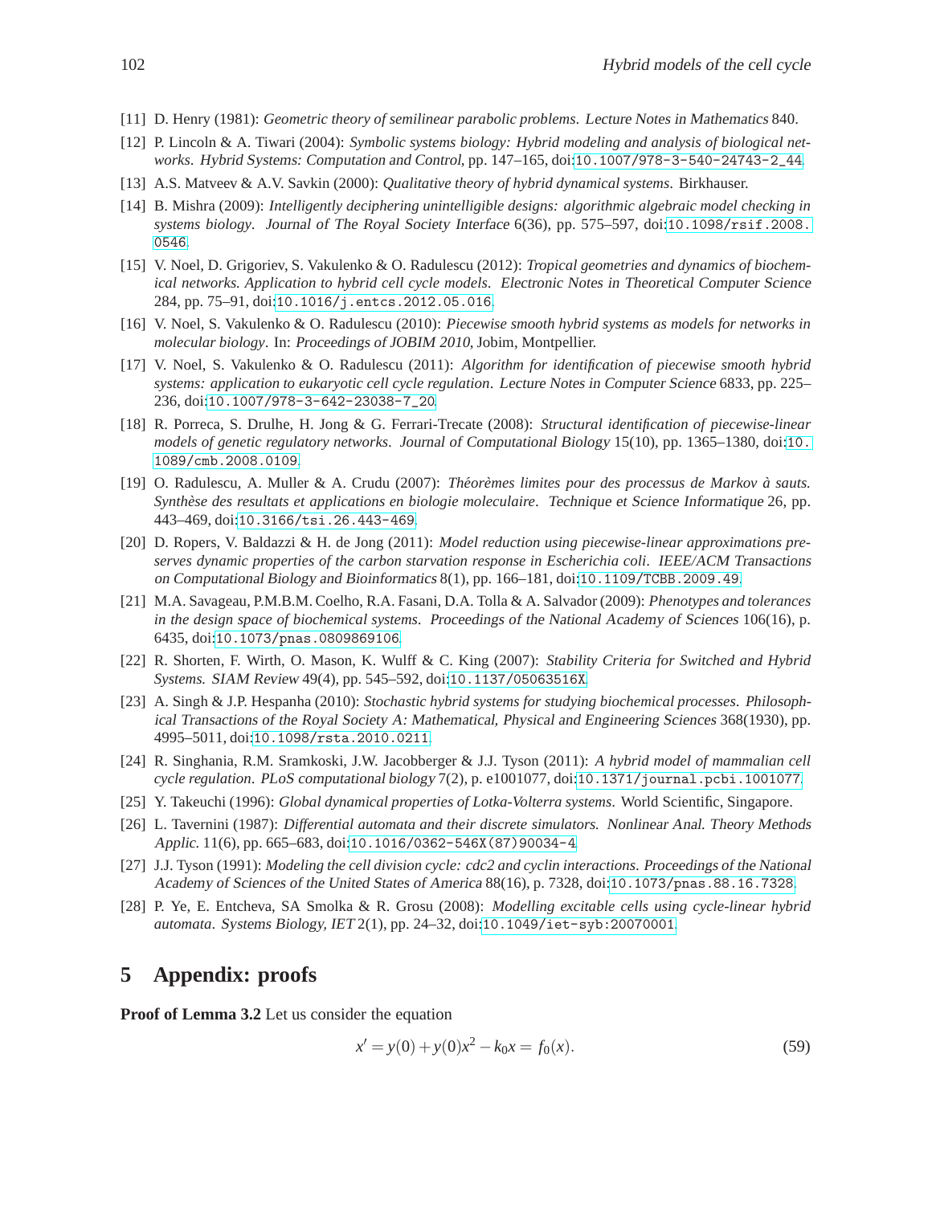[11] D. Henry (1981): *Geometric theory of semilinear parabolic problems*. Lecture Notes in Mathematics 840.

[12] P. Lincoln & A. Tiwari (2004): *Symbolic systems biology: Hybrid modeling and analysis of biological networks*. Hybrid Systems: Computation and Control, pp. 147–165, doi:10.1007/978-3-540-24743-2_44.

[13] A.S. Matveev & A.V. Savkin (2000): *Qualitative theory of hybrid dynamical systems*. Birkhauser.

[14] B. Mishra (2009): *Intelligently deciphering unintelligible designs: algorithmic algebraic model checking in systems biology*. Journal of The Royal Society Interface 6(36), pp. 575–597, doi:10.1098/rsif.2008.0546.

[15] V. Noel, D. Grigoriev, S. Vakulenko & O. Radulescu (2012): *Tropical geometries and dynamics of biochemical networks. Application to hybrid cell cycle models*. Electronic Notes in Theoretical Computer Science 284, pp. 75–91, doi:10.1016/j.entcs.2012.05.016.

[16] V. Noel, S. Vakulenko & O. Radulescu (2010): *Piecewise smooth hybrid systems as models for networks in molecular biology*. In: Proceedings of JOBIM 2010, Jobim, Montpellier.

[17] V. Noel, S. Vakulenko & O. Radulescu (2011): *Algorithm for identification of piecewise smooth hybrid systems: application to eukaryotic cell cycle regulation*. Lecture Notes in Computer Science 6833, pp. 225–236, doi:10.1007/978-3-642-23038-7_20.

[18] R. Porreca, S. Drulhe, H. Jong & G. Ferrari-Trecate (2008): *Structural identification of piecewise-linear models of genetic regulatory networks*. Journal of Computational Biology 15(10), pp. 1365–1380, doi:10.1089/cmb.2008.0109.

[19] O. Radulescu, A. Muller & A. Crudu (2007): *Théorèmes limites pour des processus de Markov à sauts. Synthèse des resultats et applications en biologie moleculaire*. Technique et Science Informatique 26, pp. 443–469, doi:10.3166/tsi.26.443-469.

[20] D. Ropers, V. Baldazzi & H. de Jong (2011): *Model reduction using piecewise-linear approximations preserves dynamic properties of the carbon starvation response in Escherichia coli*. IEEE/ACM Transactions on Computational Biology and Bioinformatics 8(1), pp. 166–181, doi:10.1109/TCBB.2009.49.

[21] M.A. Savageau, P.M.B.M. Coelho, R.A. Fasani, D.A. Tolla & A. Salvador (2009): *Phenotypes and tolerances in the design space of biochemical systems*. Proceedings of the National Academy of Sciences 106(16), p. 6435, doi:10.1073/pnas.0809869106.

[22] R. Shorten, F. Wirth, O. Mason, K. Wulff & C. King (2007): *Stability Criteria for Switched and Hybrid Systems*. SIAM Review 49(4), pp. 545–592, doi:10.1137/05063516X.

[23] A. Singh & J.P. Hespanha (2010): *Stochastic hybrid systems for studying biochemical processes*. Philosophical Transactions of the Royal Society A: Mathematical, Physical and Engineering Sciences 368(1930), pp. 4995–5011, doi:10.1098/rsta.2010.0211.

[24] R. Singhania, R.M. Sramkoski, J.W. Jacobberger & J.J. Tyson (2011): *A hybrid model of mammalian cell cycle regulation*. PLoS computational biology 7(2), p. e1001077, doi:10.1371/journal.pcbi.1001077.

[25] Y. Takeuchi (1996): *Global dynamical properties of Lotka-Volterra systems*. World Scientific, Singapore.

[26] L. Tavernini (1987): *Differential automata and their discrete simulators*. Nonlinear Anal. Theory Methods Applic. 11(6), pp. 665–683, doi:10.1016/0362-546X(87)90034-4.

[27] J.J. Tyson (1991): *Modeling the cell division cycle: cdc2 and cyclin interactions*. Proceedings of the National Academy of Sciences of the United States of America 88(16), p. 7328, doi:10.1073/pnas.88.16.7328.

[28] P. Ye, E. Entcheva, SA Smolka & R. Grosu (2008): *Modelling excitable cells using cycle-linear hybrid automata*. Systems Biology, IET 2(1), pp. 24–32, doi:10.1049/iet-syb:20070001.

# 5 Appendix: proofs

**Proof of Lemma 3.2** Let us consider the equation

$$x' = y(0) + y(0)x^2 - k_0 x = f_0(x). \tag{59}$$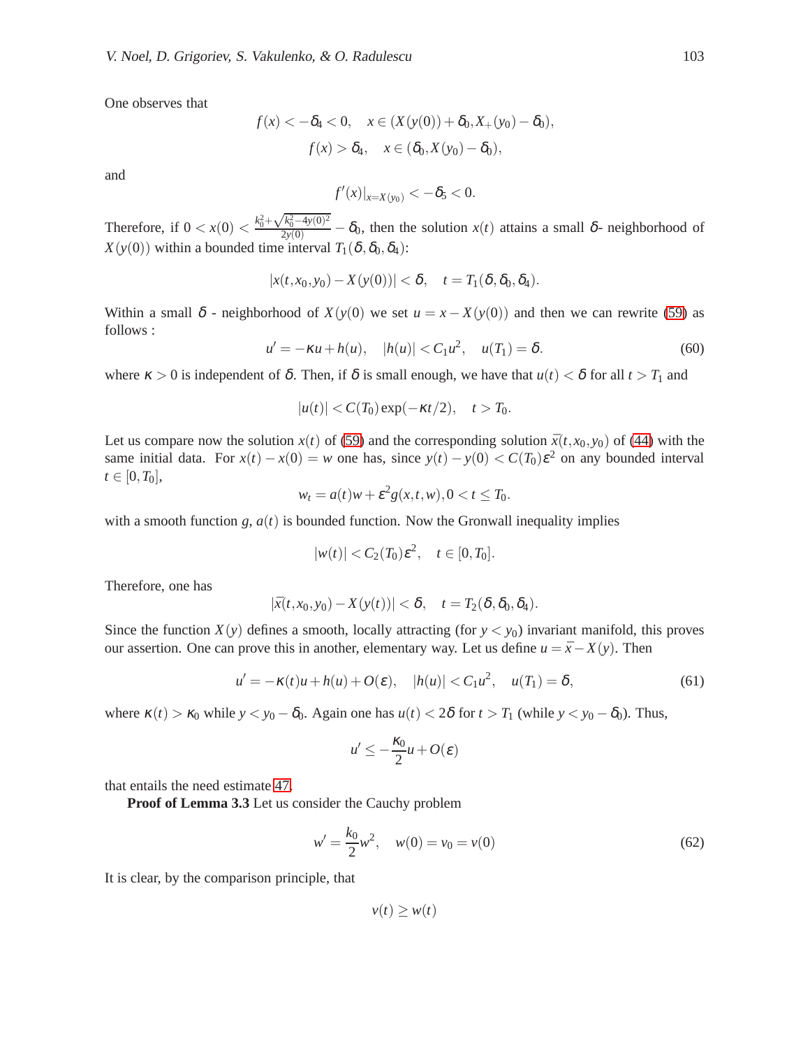One observes that

$$f(x) < -\delta_4 < 0, \quad x \in (X(y(0)) + \delta_0, X_+(y_0) - \delta_0),$$

$$f(x) > \delta_4, \quad x \in (\delta_0, X(y_0) - \delta_0),$$

and

$$f'(x)|_{x=X(y_0)} < -\delta_5 < 0.$$

Therefore, if $0 < x(0) < \frac{k_0^2 + \sqrt{k_0^2 - 4y(0)^2}}{2y(0)} - \delta_0$, then the solution $x(t)$ attains a small $\delta$- neighborhood of $X(y(0))$ within a bounded time interval $T_1(\delta, \delta_0, \delta_4)$:

$$|x(t, x_0, y_0) - X(y(0))| < \delta, \quad t = T_1(\delta, \delta_0, \delta_4).$$

Within a small $\delta$ - neighborhood of $X(y(0)$ we set $u = x - X(y(0))$ and then we can rewrite (59) as follows :

$$u' = -\kappa u + h(u), \quad |h(u)| < C_1 u^2, \quad u(T_1) = \delta. \tag{60}$$

where $\kappa > 0$ is independent of $\delta$. Then, if $\delta$ is small enough, we have that $u(t) < \delta$ for all $t > T_1$ and

$$|u(t)| < C(T_0)\exp(-\kappa t/2), \quad t > T_0.$$

Let us compare now the solution $x(t)$ of (59) and the corresponding solution $\bar{x}(t, x_0, y_0)$ of (44) with the same initial data. For $x(t) - x(0) = w$ one has, since $y(t) - y(0) < C(T_0)\epsilon^2$ on any bounded interval $t \in [0, T_0]$,

$$w_t = a(t)w + \epsilon^2 g(x, t, w), 0 < t \leq T_0.$$

with a smooth function $g$, $a(t)$ is bounded function. Now the Gronwall inequality implies

$$|w(t)| < C_2(T_0)\epsilon^2, \quad t \in [0, T_0].$$

Therefore, one has

$$|\bar{x}(t, x_0, y_0) - X(y(t))| < \delta, \quad t = T_2(\delta, \delta_0, \delta_4).$$

Since the function $X(y)$ defines a smooth, locally attracting (for $y < y_0$) invariant manifold, this proves our assertion. One can prove this in another, elementary way. Let us define $u = \bar{x} - X(y)$. Then

$$u' = -\kappa(t)u + h(u) + O(\epsilon), \quad |h(u)| < C_1 u^2, \quad u(T_1) = \delta, \tag{61}$$

where $\kappa(t) > \kappa_0$ while $y < y_0 - \delta_0$. Again one has $u(t) < 2\delta$ for $t > T_1$ (while $y < y_0 - \delta_0$). Thus,

$$u' \leq -\frac{\kappa_0}{2}u + O(\epsilon)$$

that entails the need estimate 47.

**Proof of Lemma 3.3** Let us consider the Cauchy problem

$$w' = \frac{k_0}{2}w^2, \quad w(0) = v_0 = v(0) \tag{62}$$

It is clear, by the comparison principle, that

$$v(t) \geq w(t)$$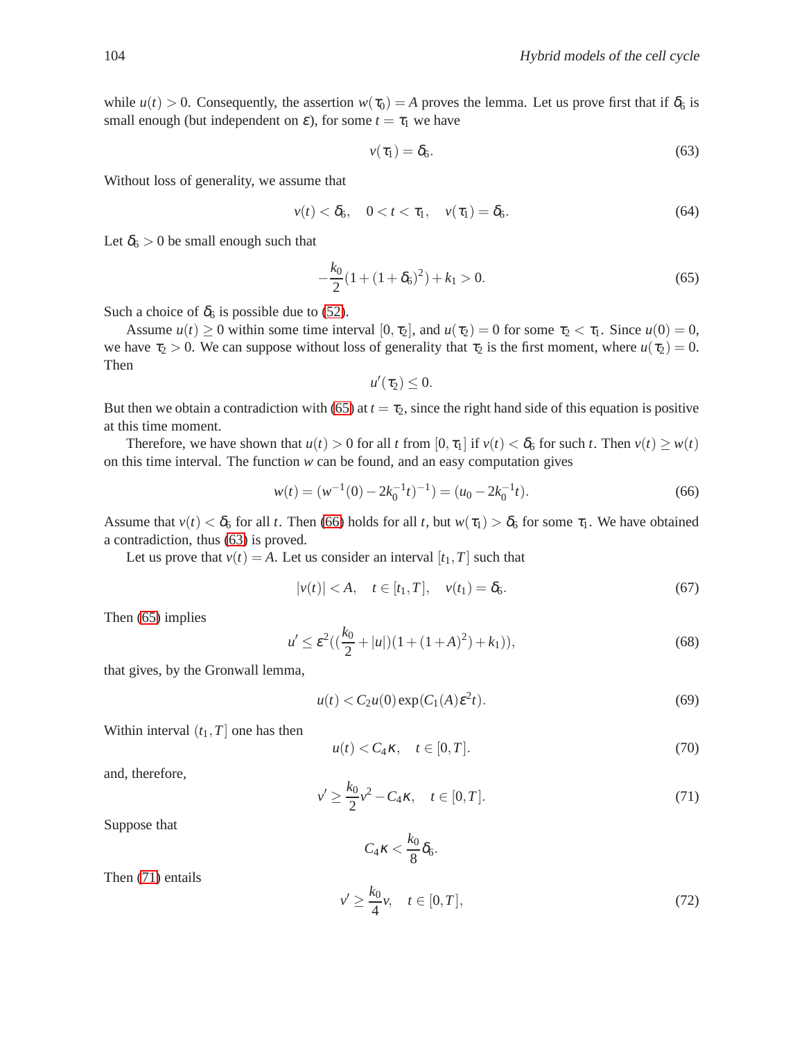while $u(t) > 0$. Consequently, the assertion $w(\tau_0) = A$ proves the lemma. Let us prove first that if $\delta_6$ is small enough (but independent on $\varepsilon$), for some $t = \tau_1$ we have

$$v(\tau_1) = \delta_6. \tag{63}$$

Without loss of generality, we assume that

$$v(t) < \delta_6, \quad 0 < t < \tau_1, \quad v(\tau_1) = \delta_6. \tag{64}$$

Let $\delta_6 > 0$ be small enough such that

$$-\frac{k_0}{2}(1 + (1+\delta_6)^2) + k_1 > 0. \tag{65}$$

Such a choice of $\delta_6$ is possible due to (52).

Assume $u(t) \geq 0$ within some time interval $[0, \tau_2]$, and $u(\tau_2) = 0$ for some $\tau_2 < \tau_1$. Since $u(0) = 0$, we have $\tau_2 > 0$. We can suppose without loss of generality that $\tau_2$ is the first moment, where $u(\tau_2) = 0$. Then

$$u'(\tau_2) \leq 0.$$

But then we obtain a contradiction with (65) at $t = \tau_2$, since the right hand side of this equation is positive at this time moment.

Therefore, we have shown that $u(t) > 0$ for all $t$ from $[0, \tau_1]$ if $v(t) < \delta_6$ for such $t$. Then $v(t) \geq w(t)$ on this time interval. The function $w$ can be found, and an easy computation gives

$$w(t) = (w^{-1}(0) - 2k_0^{-1}t)^{-1}) = (u_0 - 2k_0^{-1}t). \tag{66}$$

Assume that $v(t) < \delta_6$ for all $t$. Then (66) holds for all $t$, but $w(\tau_1) > \delta_6$ for some $\tau_1$. We have obtained a contradiction, thus (63) is proved.

Let us prove that $v(t) = A$. Let us consider an interval $[t_1, T]$ such that

$$|v(t)| < A, \quad t \in [t_1, T], \quad v(t_1) = \delta_6. \tag{67}$$

Then (65) implies

$$u' \leq \varepsilon^2((\frac{k_0}{2} + |u|)(1 + (1+A)^2) + k_1)), \tag{68}$$

that gives, by the Gronwall lemma,

$$u(t) < C_2 u(0) \exp(C_1(A)\varepsilon^2 t). \tag{69}$$

Within interval $(t_1, T]$ one has then

$$u(t) < C_4\kappa, \quad t \in [0, T]. \tag{70}$$

and, therefore,

$$v' \geq \frac{k_0}{2}v^2 - C_4\kappa, \quad t \in [0, T]. \tag{71}$$

Suppose that

$$C_4\kappa < \frac{k_0}{8}\delta_6.$$

Then (71) entails

$$v' \geq \frac{k_0}{4}v, \quad t \in [0, T], \tag{72}$$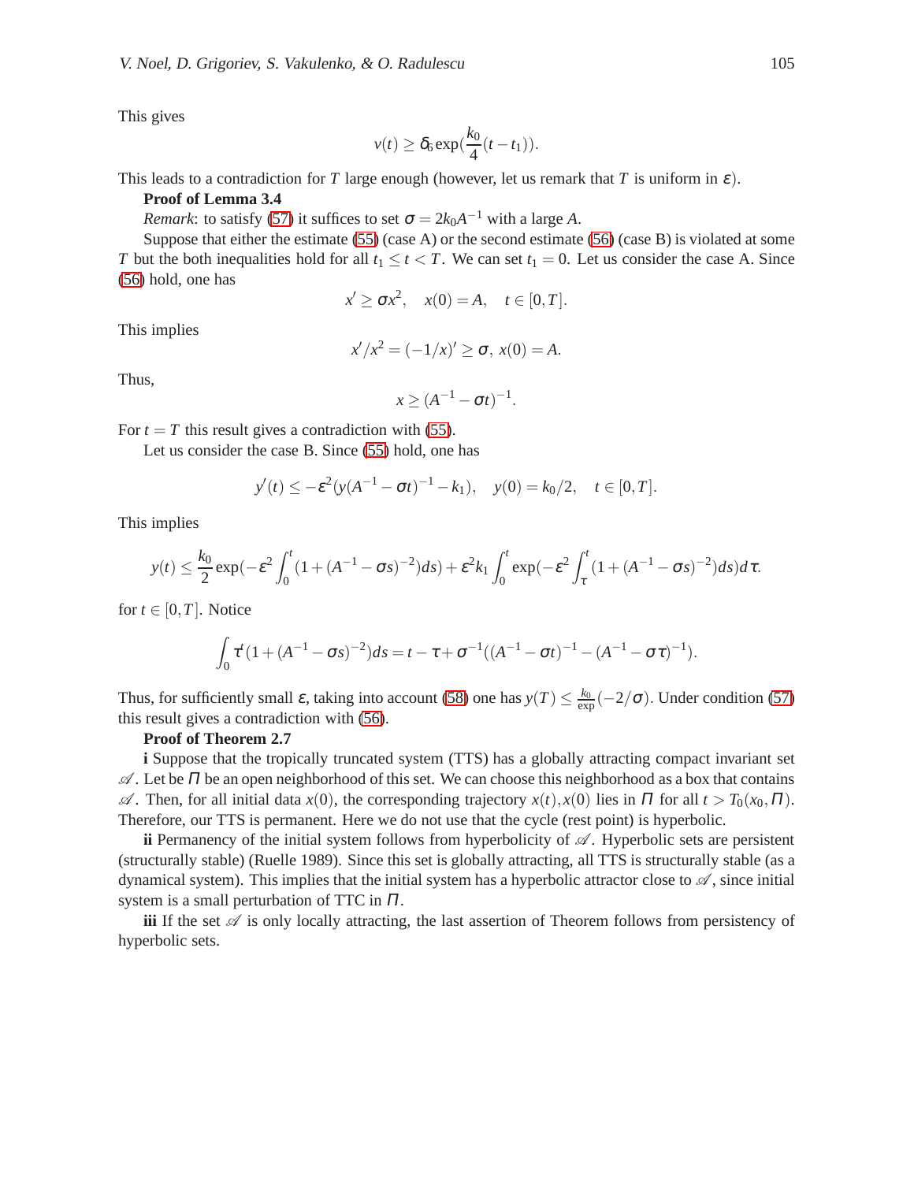This gives

$$v(t) \geq \delta_6 \exp(\frac{k_0}{4}(t-t_1)).$$

This leads to a contradiction for $T$ large enough (however, let us remark that $T$ is uniform in $\varepsilon$).

**Proof of Lemma 3.4**

*Remark*: to satisfy (57) it suffices to set $\sigma = 2k_0 A^{-1}$ with a large $A$.

Suppose that either the estimate (55) (case A) or the second estimate (56) (case B) is violated at some $T$ but the both inequalities hold for all $t_1 \leq t < T$. We can set $t_1 = 0$. Let us consider the case A. Since (56) hold, one has

$$x' \geq \sigma x^2, \quad x(0) = A, \quad t \in [0,T].$$

This implies

$$x'/x^2 = (-1/x)' \geq \sigma, \; x(0) = A.$$

Thus,

$$x \geq (A^{-1} - \sigma t)^{-1}.$$

For $t = T$ this result gives a contradiction with (55).

Let us consider the case B. Since (55) hold, one has

$$y'(t) \leq -\varepsilon^2 (y(A^{-1} - \sigma t)^{-1} - k_1), \quad y(0) = k_0/2, \quad t \in [0,T].$$

This implies

$$y(t) \leq \frac{k_0}{2} \exp(-\varepsilon^2 \int_0^t (1 + (A^{-1} - \sigma s)^{-2}) ds) + \varepsilon^2 k_1 \int_0^t \exp(-\varepsilon^2 \int_\tau^t (1 + (A^{-1} - \sigma s)^{-2}) ds) d\tau.$$

for $t \in [0,T]$. Notice

$$\int_0 \tau^t (1 + (A^{-1} - \sigma s)^{-2}) ds = t - \tau + \sigma^{-1}((A^{-1} - \sigma t)^{-1} - (A^{-1} - \sigma \tau)^{-1}).$$

Thus, for sufficiently small $\varepsilon$, taking into account (58) one has $y(T) \leq \frac{k_0}{\exp}(-2/\sigma)$. Under condition (57) this result gives a contradiction with (56).

**Proof of Theorem 2.7**

**i** Suppose that the tropically truncated system (TTS) has a globally attracting compact invariant set $\mathscr{A}$. Let be $\Pi$ be an open neighborhood of this set. We can choose this neighborhood as a box that contains $\mathscr{A}$. Then, for all initial data $x(0)$, the corresponding trajectory $x(t), x(0)$ lies in $\Pi$ for all $t > T_0(x_0, \Pi)$. Therefore, our TTS is permanent. Here we do not use that the cycle (rest point) is hyperbolic.

**ii** Permanency of the initial system follows from hyperbolicity of $\mathscr{A}$. Hyperbolic sets are persistent (structurally stable) (Ruelle 1989). Since this set is globally attracting, all TTS is structurally stable (as a dynamical system). This implies that the initial system has a hyperbolic attractor close to $\mathscr{A}$, since initial system is a small perturbation of TTC in $\Pi$.

**iii** If the set $\mathscr{A}$ is only locally attracting, the last assertion of Theorem follows from persistency of hyperbolic sets.